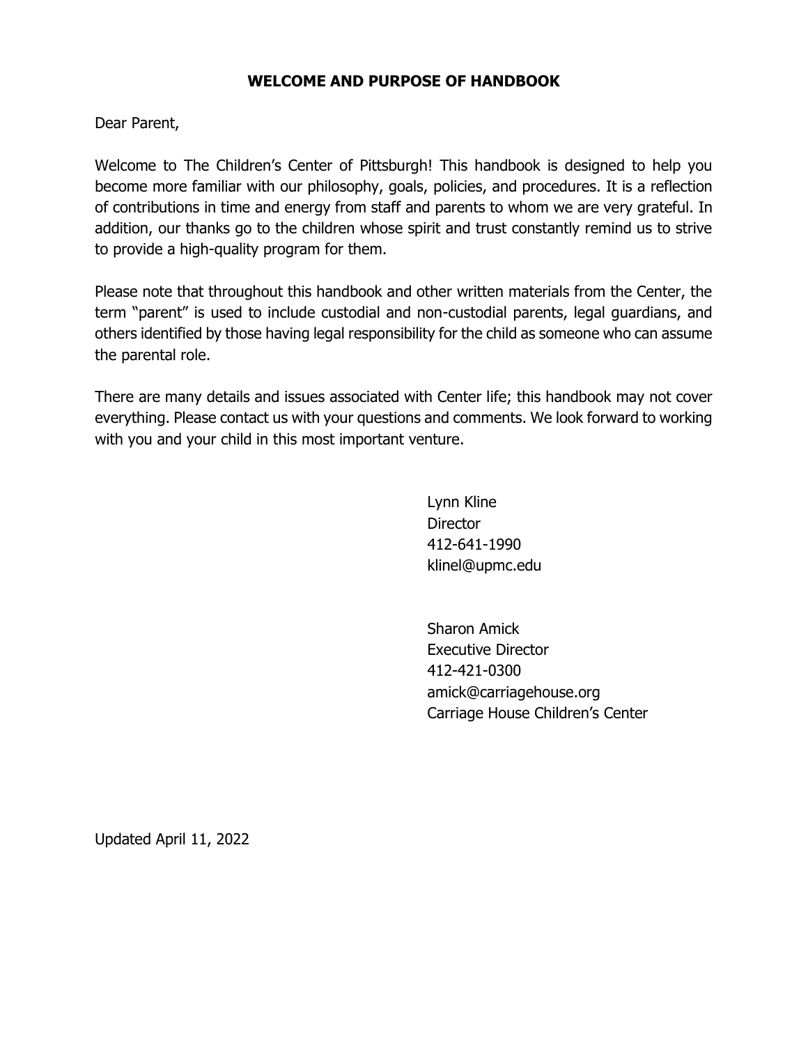# WELCOME AND PURPOSE OF HANDBOOK

Dear Parent,

Welcome to The Children's Center of Pittsburgh! This handbook is designed to help you become more familiar with our philosophy, goals, policies, and procedures. It is a reflection of contributions in time and energy from staff and parents to whom we are very grateful. In addition, our thanks go to the children whose spirit and trust constantly remind us to strive to provide a high-quality program for them.

Please note that throughout this handbook and other written materials from the Center, the term "parent" is used to include custodial and non-custodial parents, legal guardians, and others identified by those having legal responsibility for the child as someone who can assume the parental role.

There are many details and issues associated with Center life; this handbook may not cover everything. Please contact us with your questions and comments. We look forward to working with you and your child in this most important venture.

Lynn Kline
Director
412-641-1990
klinel@upmc.edu

Sharon Amick
Executive Director
412-421-0300
amick@carriagehouse.org
Carriage House Children's Center

Updated April 11, 2022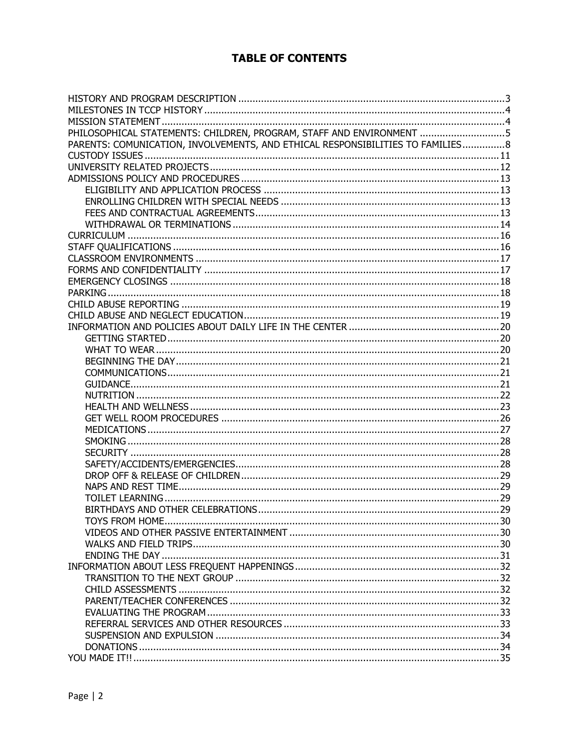# TABLE OF CONTENTS

HISTORY AND PROGRAM DESCRIPTION ....................................................................................................3
MILESTONES IN TCCP HISTORY ..........................................................................................................4
MISSION STATEMENT ..........................................................................................................................4
PHILOSOPHICAL STATEMENTS: CHILDREN, PROGRAM, STAFF AND ENVIRONMENT ................................5
PARENTS: COMUNICATION, INVOLVEMENTS, AND ETHICAL RESPONSIBILITIES TO FAMILIES...............8
CUSTODY ISSUES ...............................................................................................................................11
UNIVERSITY RELATED PROJECTS .......................................................................................................12
ADMISSIONS POLICY AND PROCEDURES ............................................................................................13
    ELIGIBILITY AND APPLICATION PROCESS ......................................................................................13
    ENROLLING CHILDREN WITH SPECIAL NEEDS ................................................................................13
    FEES AND CONTRACTUAL AGREEMENTS.........................................................................................13
    WITHDRAWAL OR TERMINATIONS ...............................................................................................14
CURRICULUM ....................................................................................................................................16
STAFF QUALIFICATIONS ....................................................................................................................16
CLASSROOM ENVIRONMENTS ...........................................................................................................17
FORMS AND CONFIDENTIALITY .........................................................................................................17
EMERGENCY CLOSINGS .....................................................................................................................18
PARKING............................................................................................................................................18
CHILD ABUSE REPORTING .................................................................................................................19
CHILD ABUSE AND NEGLECT EDUCATION...........................................................................................19
INFORMATION AND POLICIES ABOUT DAILY LIFE IN THE CENTER .......................................................20
    GETTING STARTED.......................................................................................................................20
    WHAT TO WEAR..........................................................................................................................20
    BEGINNING THE DAY...................................................................................................................21
    COMMUNICATIONS......................................................................................................................21
    GUIDANCE...................................................................................................................................21
    NUTRITION .................................................................................................................................22
    HEALTH AND WELLNESS ..............................................................................................................23
    GET WELL ROOM PROCEDURES ...................................................................................................26
    MEDICATIONS .............................................................................................................................27
    SMOKING ....................................................................................................................................28
    SECURITY ...................................................................................................................................28
    SAFETY/ACCIDENTS/EMERGENCIES..............................................................................................28
    DROP OFF & RELEASE OF CHILDREN ............................................................................................29
    NAPS AND REST TIME..................................................................................................................29
    TOILET LEARNING .......................................................................................................................29
    BIRTHDAYS AND OTHER CELEBRATIONS.......................................................................................29
    TOYS FROM HOME.......................................................................................................................30
    VIDEOS AND OTHER PASSIVE ENTERTAINMENT ............................................................................30
    WALKS AND FIELD TRIPS.............................................................................................................30
    ENDING THE DAY ........................................................................................................................31
INFORMATION ABOUT LESS FREQUENT HAPPENINGS.........................................................................32
    TRANSITION TO THE NEXT GROUP ...............................................................................................32
    CHILD ASSESSMENTS ..................................................................................................................32
    PARENT/TEACHER CONFERENCES ................................................................................................32
    EVALUATING THE PROGRAM ........................................................................................................33
    REFERRAL SERVICES AND OTHER RESOURCES .............................................................................33
    SUSPENSION AND EXPULSION .....................................................................................................34
    DONATIONS ................................................................................................................................34
YOU MADE IT!! ..................................................................................................................................35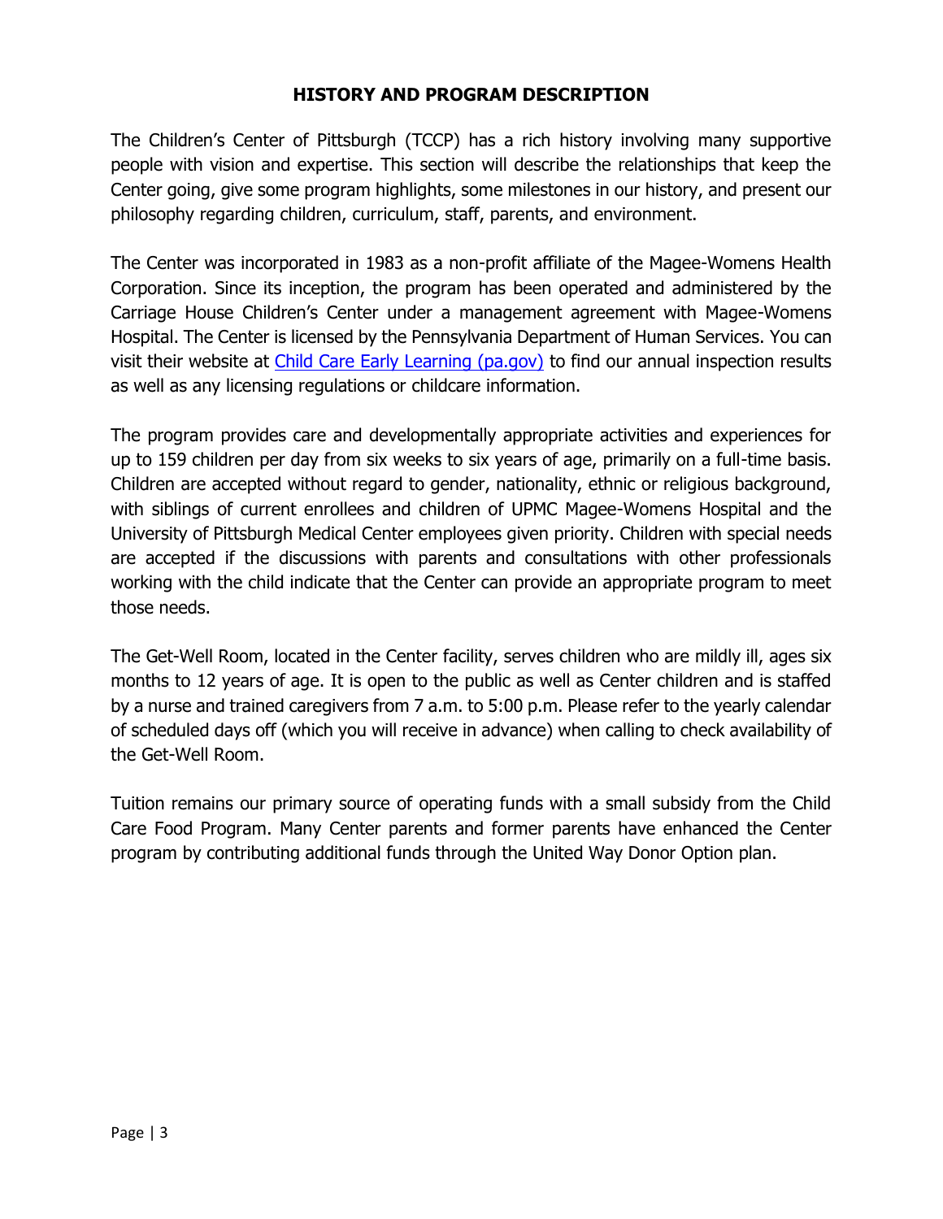## HISTORY AND PROGRAM DESCRIPTION

The Children's Center of Pittsburgh (TCCP) has a rich history involving many supportive people with vision and expertise. This section will describe the relationships that keep the Center going, give some program highlights, some milestones in our history, and present our philosophy regarding children, curriculum, staff, parents, and environment.

The Center was incorporated in 1983 as a non-profit affiliate of the Magee-Womens Health Corporation. Since its inception, the program has been operated and administered by the Carriage House Children's Center under a management agreement with Magee-Womens Hospital. The Center is licensed by the Pennsylvania Department of Human Services. You can visit their website at [Child Care Early Learning (pa.gov)]() to find our annual inspection results as well as any licensing regulations or childcare information.

The program provides care and developmentally appropriate activities and experiences for up to 159 children per day from six weeks to six years of age, primarily on a full-time basis. Children are accepted without regard to gender, nationality, ethnic or religious background, with siblings of current enrollees and children of UPMC Magee-Womens Hospital and the University of Pittsburgh Medical Center employees given priority. Children with special needs are accepted if the discussions with parents and consultations with other professionals working with the child indicate that the Center can provide an appropriate program to meet those needs.

The Get-Well Room, located in the Center facility, serves children who are mildly ill, ages six months to 12 years of age. It is open to the public as well as Center children and is staffed by a nurse and trained caregivers from 7 a.m. to 5:00 p.m. Please refer to the yearly calendar of scheduled days off (which you will receive in advance) when calling to check availability of the Get-Well Room.

Tuition remains our primary source of operating funds with a small subsidy from the Child Care Food Program. Many Center parents and former parents have enhanced the Center program by contributing additional funds through the United Way Donor Option plan.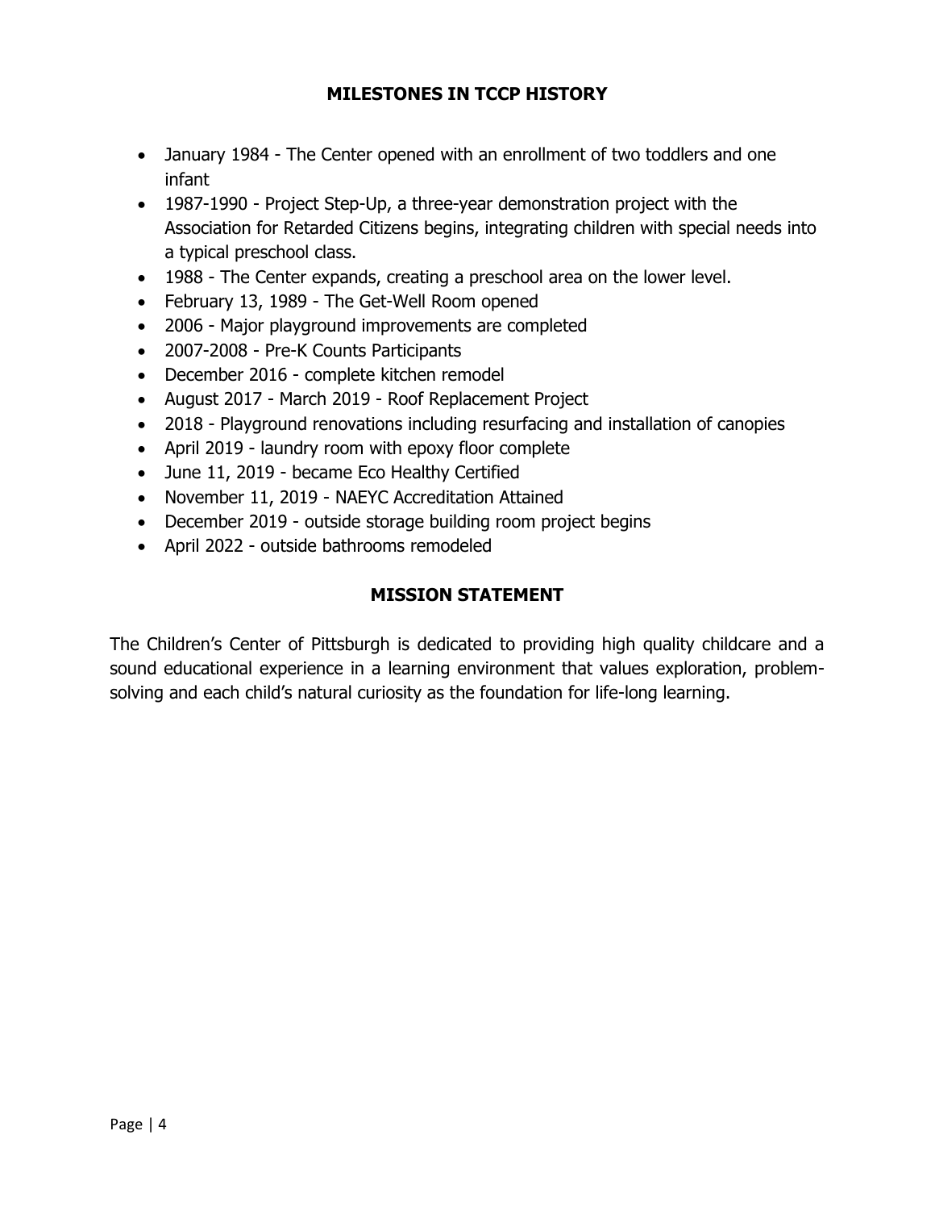## MILESTONES IN TCCP HISTORY

- January 1984 - The Center opened with an enrollment of two toddlers and one infant
- 1987-1990 - Project Step-Up, a three-year demonstration project with the Association for Retarded Citizens begins, integrating children with special needs into a typical preschool class.
- 1988 - The Center expands, creating a preschool area on the lower level.
- February 13, 1989 - The Get-Well Room opened
- 2006 - Major playground improvements are completed
- 2007-2008 - Pre-K Counts Participants
- December 2016 - complete kitchen remodel
- August 2017 - March 2019 - Roof Replacement Project
- 2018 - Playground renovations including resurfacing and installation of canopies
- April 2019 - laundry room with epoxy floor complete
- June 11, 2019 - became Eco Healthy Certified
- November 11, 2019 - NAEYC Accreditation Attained
- December 2019 - outside storage building room project begins
- April 2022 - outside bathrooms remodeled

## MISSION STATEMENT

The Children's Center of Pittsburgh is dedicated to providing high quality childcare and a sound educational experience in a learning environment that values exploration, problem-solving and each child's natural curiosity as the foundation for life-long learning.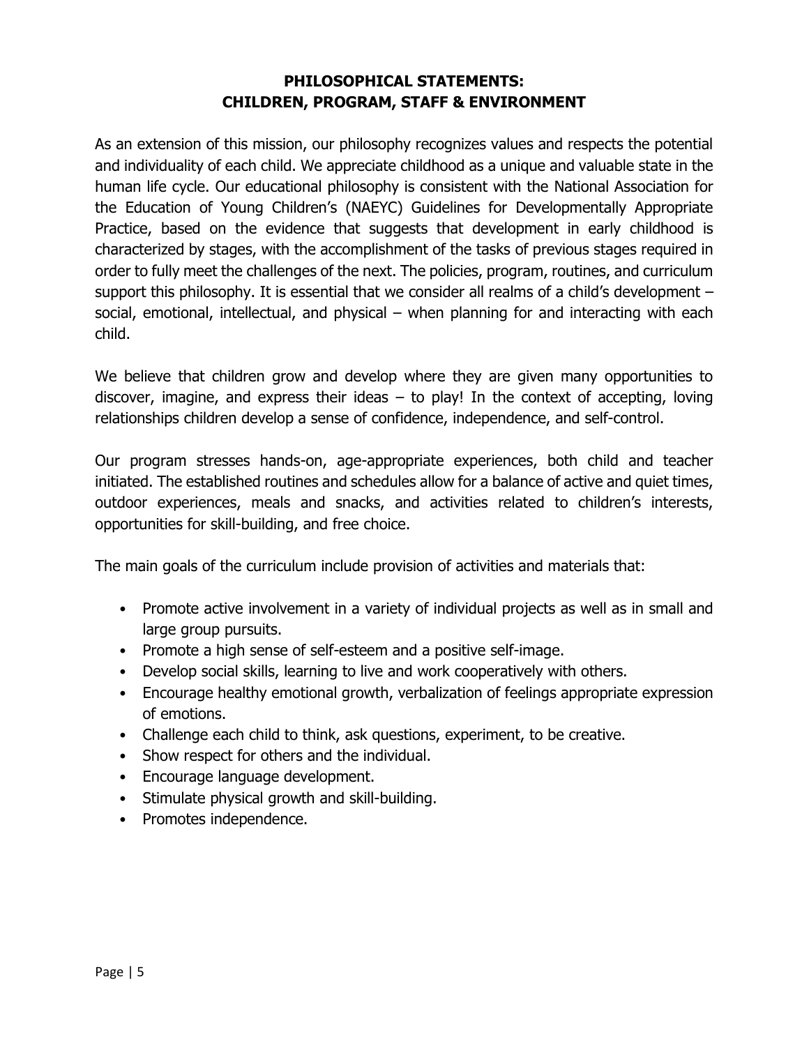## PHILOSOPHICAL STATEMENTS: CHILDREN, PROGRAM, STAFF & ENVIRONMENT

As an extension of this mission, our philosophy recognizes values and respects the potential and individuality of each child. We appreciate childhood as a unique and valuable state in the human life cycle. Our educational philosophy is consistent with the National Association for the Education of Young Children's (NAEYC) Guidelines for Developmentally Appropriate Practice, based on the evidence that suggests that development in early childhood is characterized by stages, with the accomplishment of the tasks of previous stages required in order to fully meet the challenges of the next. The policies, program, routines, and curriculum support this philosophy. It is essential that we consider all realms of a child's development – social, emotional, intellectual, and physical – when planning for and interacting with each child.

We believe that children grow and develop where they are given many opportunities to discover, imagine, and express their ideas – to play! In the context of accepting, loving relationships children develop a sense of confidence, independence, and self-control.

Our program stresses hands-on, age-appropriate experiences, both child and teacher initiated. The established routines and schedules allow for a balance of active and quiet times, outdoor experiences, meals and snacks, and activities related to children's interests, opportunities for skill-building, and free choice.

The main goals of the curriculum include provision of activities and materials that:

- Promote active involvement in a variety of individual projects as well as in small and large group pursuits.
- Promote a high sense of self-esteem and a positive self-image.
- Develop social skills, learning to live and work cooperatively with others.
- Encourage healthy emotional growth, verbalization of feelings appropriate expression of emotions.
- Challenge each child to think, ask questions, experiment, to be creative.
- Show respect for others and the individual.
- Encourage language development.
- Stimulate physical growth and skill-building.
- Promotes independence.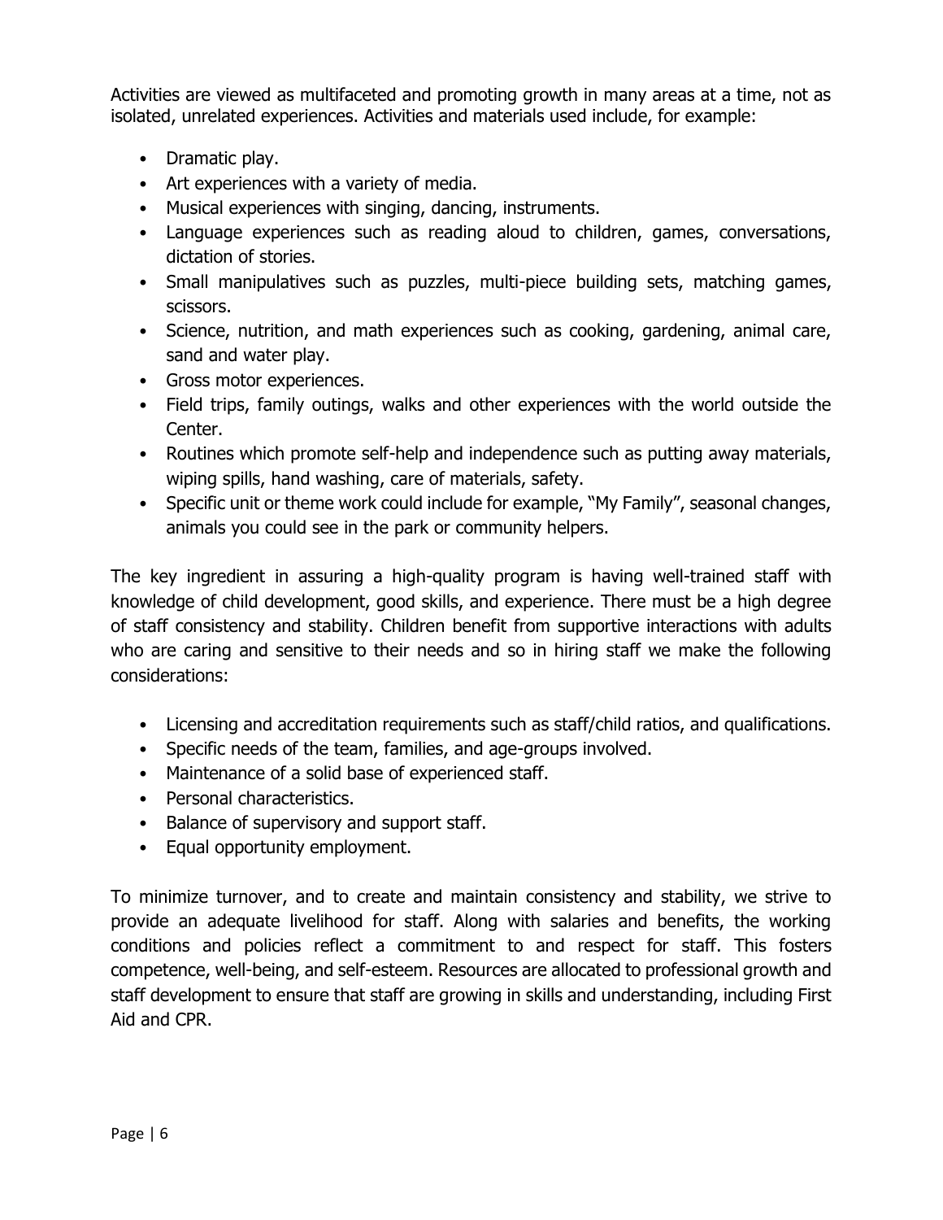Activities are viewed as multifaceted and promoting growth in many areas at a time, not as isolated, unrelated experiences. Activities and materials used include, for example:

- Dramatic play.
- Art experiences with a variety of media.
- Musical experiences with singing, dancing, instruments.
- Language experiences such as reading aloud to children, games, conversations, dictation of stories.
- Small manipulatives such as puzzles, multi-piece building sets, matching games, scissors.
- Science, nutrition, and math experiences such as cooking, gardening, animal care, sand and water play.
- Gross motor experiences.
- Field trips, family outings, walks and other experiences with the world outside the Center.
- Routines which promote self-help and independence such as putting away materials, wiping spills, hand washing, care of materials, safety.
- Specific unit or theme work could include for example, "My Family", seasonal changes, animals you could see in the park or community helpers.

The key ingredient in assuring a high-quality program is having well-trained staff with knowledge of child development, good skills, and experience. There must be a high degree of staff consistency and stability. Children benefit from supportive interactions with adults who are caring and sensitive to their needs and so in hiring staff we make the following considerations:

- Licensing and accreditation requirements such as staff/child ratios, and qualifications.
- Specific needs of the team, families, and age-groups involved.
- Maintenance of a solid base of experienced staff.
- Personal characteristics.
- Balance of supervisory and support staff.
- Equal opportunity employment.

To minimize turnover, and to create and maintain consistency and stability, we strive to provide an adequate livelihood for staff. Along with salaries and benefits, the working conditions and policies reflect a commitment to and respect for staff. This fosters competence, well-being, and self-esteem. Resources are allocated to professional growth and staff development to ensure that staff are growing in skills and understanding, including First Aid and CPR.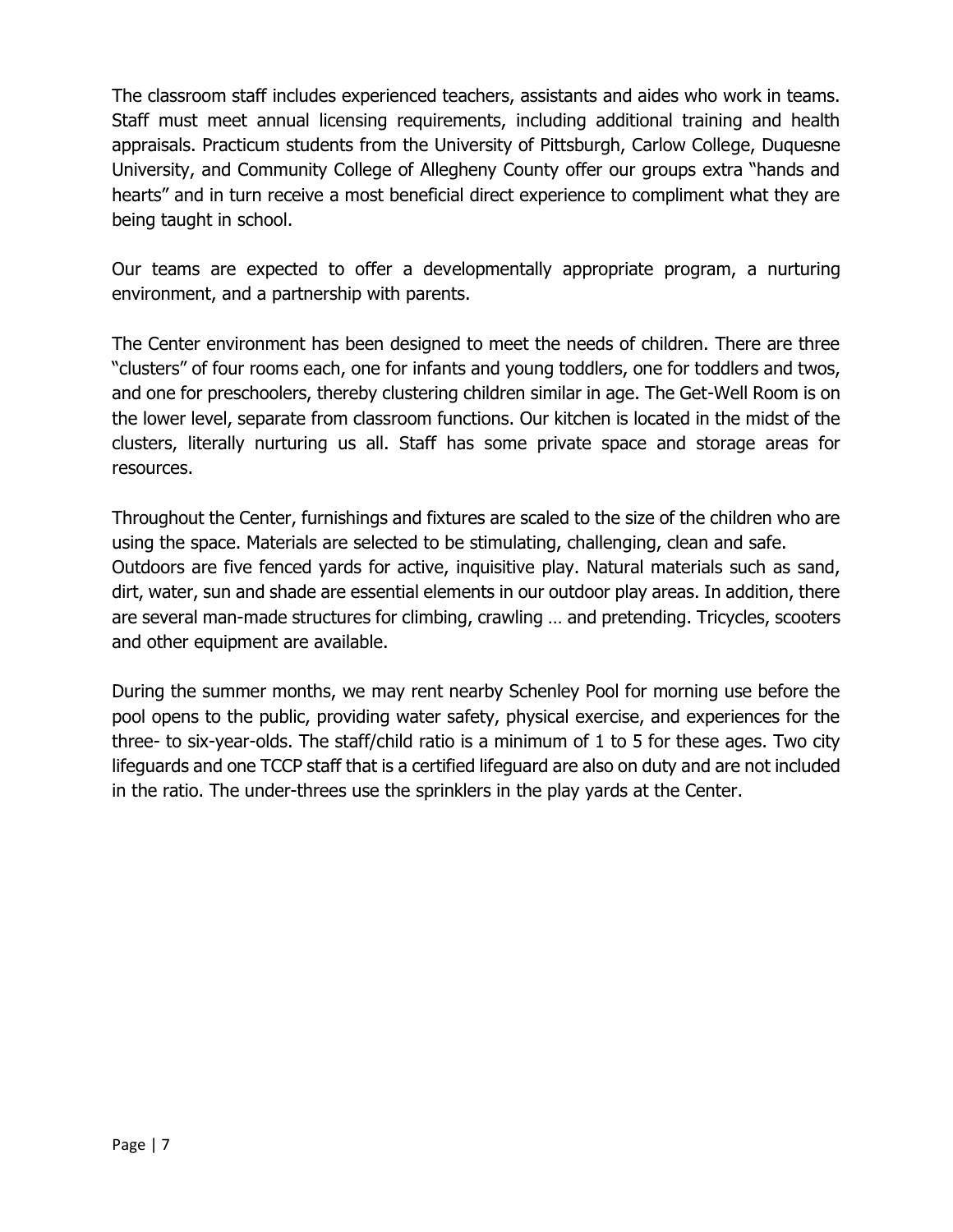The classroom staff includes experienced teachers, assistants and aides who work in teams. Staff must meet annual licensing requirements, including additional training and health appraisals. Practicum students from the University of Pittsburgh, Carlow College, Duquesne University, and Community College of Allegheny County offer our groups extra "hands and hearts" and in turn receive a most beneficial direct experience to compliment what they are being taught in school.

Our teams are expected to offer a developmentally appropriate program, a nurturing environment, and a partnership with parents.

The Center environment has been designed to meet the needs of children. There are three "clusters" of four rooms each, one for infants and young toddlers, one for toddlers and twos, and one for preschoolers, thereby clustering children similar in age. The Get-Well Room is on the lower level, separate from classroom functions. Our kitchen is located in the midst of the clusters, literally nurturing us all. Staff has some private space and storage areas for resources.

Throughout the Center, furnishings and fixtures are scaled to the size of the children who are using the space. Materials are selected to be stimulating, challenging, clean and safe.
Outdoors are five fenced yards for active, inquisitive play. Natural materials such as sand, dirt, water, sun and shade are essential elements in our outdoor play areas. In addition, there are several man-made structures for climbing, crawling … and pretending. Tricycles, scooters and other equipment are available.

During the summer months, we may rent nearby Schenley Pool for morning use before the pool opens to the public, providing water safety, physical exercise, and experiences for the three- to six-year-olds. The staff/child ratio is a minimum of 1 to 5 for these ages. Two city lifeguards and one TCCP staff that is a certified lifeguard are also on duty and are not included in the ratio. The under-threes use the sprinklers in the play yards at the Center.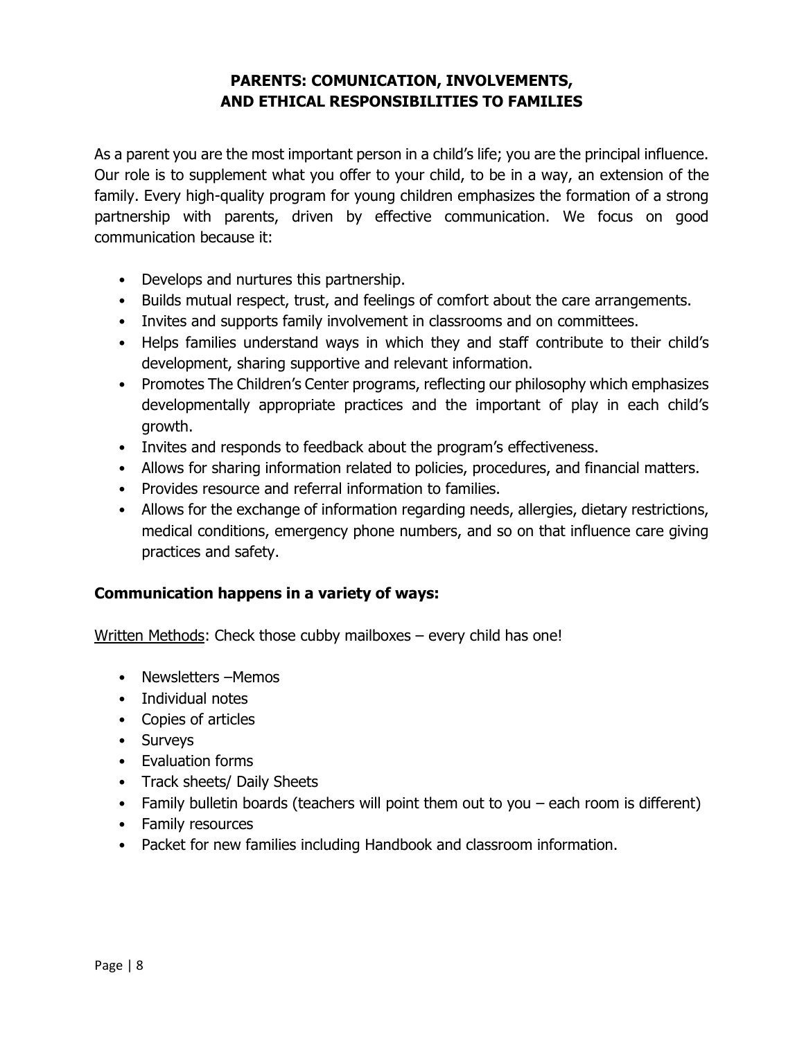## PARENTS: COMUNICATION, INVOLVEMENTS, AND ETHICAL RESPONSIBILITIES TO FAMILIES

As a parent you are the most important person in a child's life; you are the principal influence. Our role is to supplement what you offer to your child, to be in a way, an extension of the family. Every high-quality program for young children emphasizes the formation of a strong partnership with parents, driven by effective communication. We focus on good communication because it:

- Develops and nurtures this partnership.
- Builds mutual respect, trust, and feelings of comfort about the care arrangements.
- Invites and supports family involvement in classrooms and on committees.
- Helps families understand ways in which they and staff contribute to their child's development, sharing supportive and relevant information.
- Promotes The Children's Center programs, reflecting our philosophy which emphasizes developmentally appropriate practices and the important of play in each child's growth.
- Invites and responds to feedback about the program's effectiveness.
- Allows for sharing information related to policies, procedures, and financial matters.
- Provides resource and referral information to families.
- Allows for the exchange of information regarding needs, allergies, dietary restrictions, medical conditions, emergency phone numbers, and so on that influence care giving practices and safety.

### Communication happens in a variety of ways:

Written Methods: Check those cubby mailboxes – every child has one!

- Newsletters –Memos
- Individual notes
- Copies of articles
- Surveys
- Evaluation forms
- Track sheets/ Daily Sheets
- Family bulletin boards (teachers will point them out to you – each room is different)
- Family resources
- Packet for new families including Handbook and classroom information.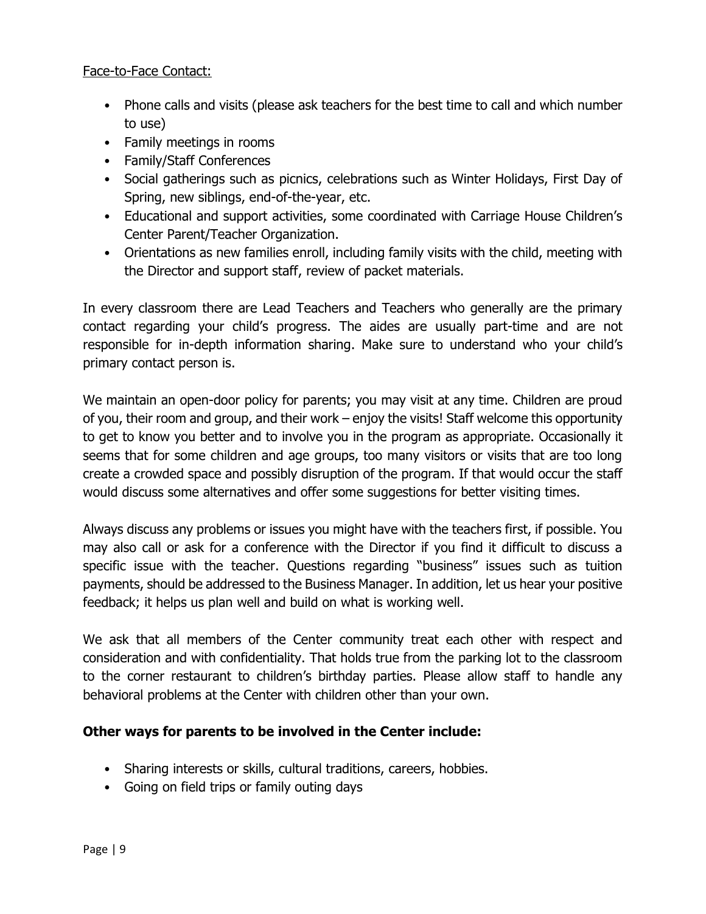Face-to-Face Contact:

- Phone calls and visits (please ask teachers for the best time to call and which number to use)
- Family meetings in rooms
- Family/Staff Conferences
- Social gatherings such as picnics, celebrations such as Winter Holidays, First Day of Spring, new siblings, end-of-the-year, etc.
- Educational and support activities, some coordinated with Carriage House Children's Center Parent/Teacher Organization.
- Orientations as new families enroll, including family visits with the child, meeting with the Director and support staff, review of packet materials.

In every classroom there are Lead Teachers and Teachers who generally are the primary contact regarding your child's progress. The aides are usually part-time and are not responsible for in-depth information sharing. Make sure to understand who your child's primary contact person is.

We maintain an open-door policy for parents; you may visit at any time. Children are proud of you, their room and group, and their work – enjoy the visits! Staff welcome this opportunity to get to know you better and to involve you in the program as appropriate. Occasionally it seems that for some children and age groups, too many visitors or visits that are too long create a crowded space and possibly disruption of the program. If that would occur the staff would discuss some alternatives and offer some suggestions for better visiting times.

Always discuss any problems or issues you might have with the teachers first, if possible. You may also call or ask for a conference with the Director if you find it difficult to discuss a specific issue with the teacher. Questions regarding "business" issues such as tuition payments, should be addressed to the Business Manager. In addition, let us hear your positive feedback; it helps us plan well and build on what is working well.

We ask that all members of the Center community treat each other with respect and consideration and with confidentiality. That holds true from the parking lot to the classroom to the corner restaurant to children's birthday parties. Please allow staff to handle any behavioral problems at the Center with children other than your own.

**Other ways for parents to be involved in the Center include:**

- Sharing interests or skills, cultural traditions, careers, hobbies.
- Going on field trips or family outing days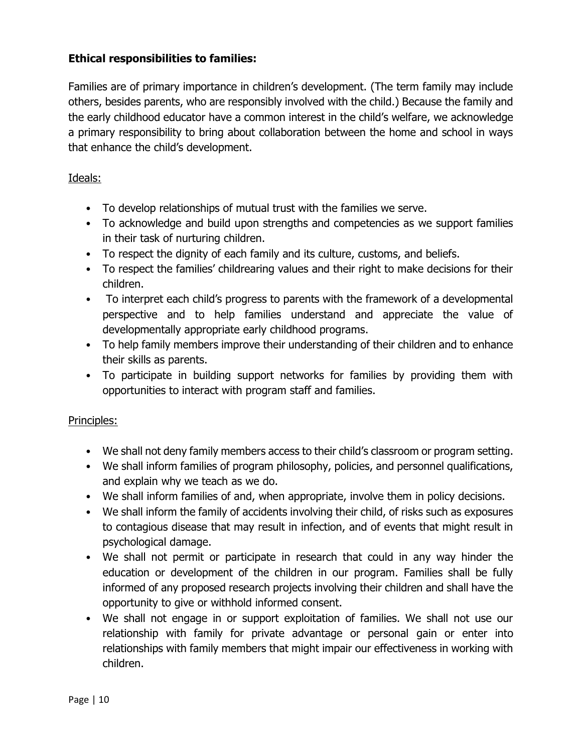**Ethical responsibilities to families:**

Families are of primary importance in children's development. (The term family may include others, besides parents, who are responsibly involved with the child.) Because the family and the early childhood educator have a common interest in the child's welfare, we acknowledge a primary responsibility to bring about collaboration between the home and school in ways that enhance the child's development.

Ideals:

- To develop relationships of mutual trust with the families we serve.
- To acknowledge and build upon strengths and competencies as we support families in their task of nurturing children.
- To respect the dignity of each family and its culture, customs, and beliefs.
- To respect the families' childrearing values and their right to make decisions for their children.
- To interpret each child's progress to parents with the framework of a developmental perspective and to help families understand and appreciate the value of developmentally appropriate early childhood programs.
- To help family members improve their understanding of their children and to enhance their skills as parents.
- To participate in building support networks for families by providing them with opportunities to interact with program staff and families.

Principles:

- We shall not deny family members access to their child's classroom or program setting.
- We shall inform families of program philosophy, policies, and personnel qualifications, and explain why we teach as we do.
- We shall inform families of and, when appropriate, involve them in policy decisions.
- We shall inform the family of accidents involving their child, of risks such as exposures to contagious disease that may result in infection, and of events that might result in psychological damage.
- We shall not permit or participate in research that could in any way hinder the education or development of the children in our program. Families shall be fully informed of any proposed research projects involving their children and shall have the opportunity to give or withhold informed consent.
- We shall not engage in or support exploitation of families. We shall not use our relationship with family for private advantage or personal gain or enter into relationships with family members that might impair our effectiveness in working with children.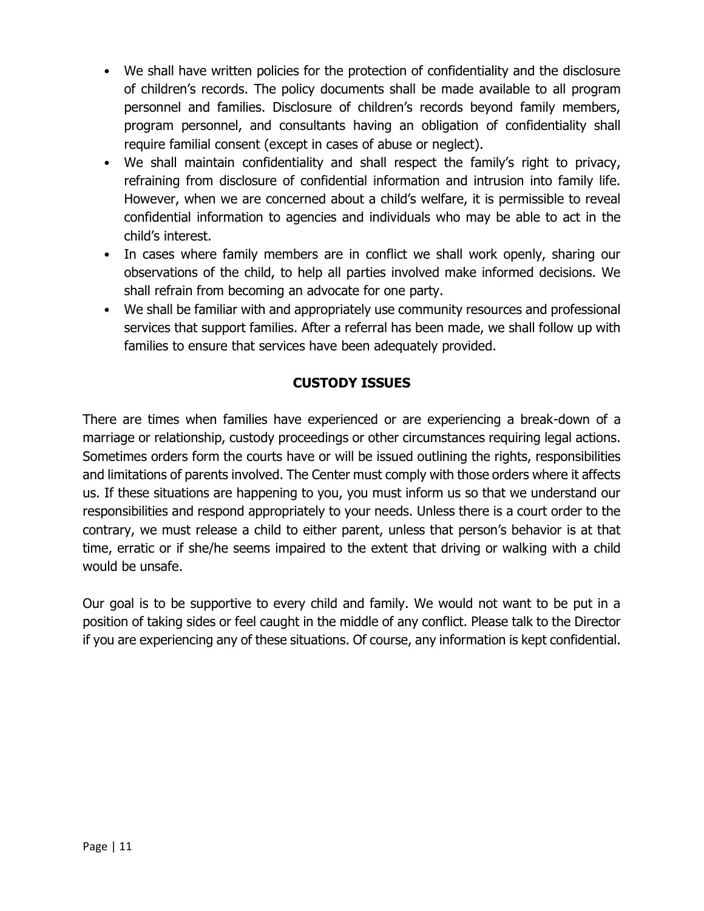- We shall have written policies for the protection of confidentiality and the disclosure of children's records. The policy documents shall be made available to all program personnel and families. Disclosure of children's records beyond family members, program personnel, and consultants having an obligation of confidentiality shall require familial consent (except in cases of abuse or neglect).
- We shall maintain confidentiality and shall respect the family's right to privacy, refraining from disclosure of confidential information and intrusion into family life. However, when we are concerned about a child's welfare, it is permissible to reveal confidential information to agencies and individuals who may be able to act in the child's interest.
- In cases where family members are in conflict we shall work openly, sharing our observations of the child, to help all parties involved make informed decisions. We shall refrain from becoming an advocate for one party.
- We shall be familiar with and appropriately use community resources and professional services that support families. After a referral has been made, we shall follow up with families to ensure that services have been adequately provided.

## CUSTODY ISSUES

There are times when families have experienced or are experiencing a break-down of a marriage or relationship, custody proceedings or other circumstances requiring legal actions. Sometimes orders form the courts have or will be issued outlining the rights, responsibilities and limitations of parents involved. The Center must comply with those orders where it affects us. If these situations are happening to you, you must inform us so that we understand our responsibilities and respond appropriately to your needs. Unless there is a court order to the contrary, we must release a child to either parent, unless that person's behavior is at that time, erratic or if she/he seems impaired to the extent that driving or walking with a child would be unsafe.

Our goal is to be supportive to every child and family. We would not want to be put in a position of taking sides or feel caught in the middle of any conflict. Please talk to the Director if you are experiencing any of these situations. Of course, any information is kept confidential.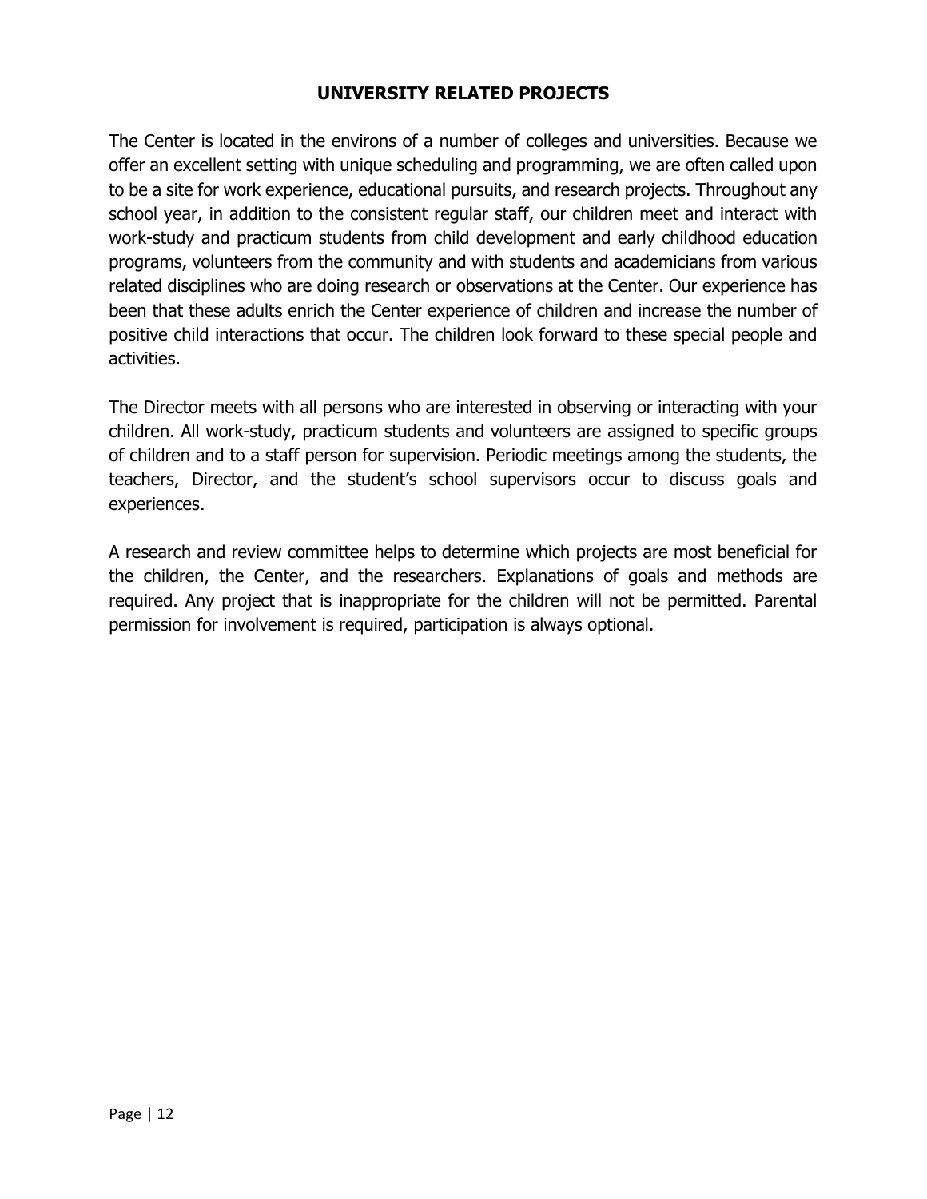## UNIVERSITY RELATED PROJECTS

The Center is located in the environs of a number of colleges and universities. Because we offer an excellent setting with unique scheduling and programming, we are often called upon to be a site for work experience, educational pursuits, and research projects. Throughout any school year, in addition to the consistent regular staff, our children meet and interact with work-study and practicum students from child development and early childhood education programs, volunteers from the community and with students and academicians from various related disciplines who are doing research or observations at the Center. Our experience has been that these adults enrich the Center experience of children and increase the number of positive child interactions that occur. The children look forward to these special people and activities.

The Director meets with all persons who are interested in observing or interacting with your children. All work-study, practicum students and volunteers are assigned to specific groups of children and to a staff person for supervision. Periodic meetings among the students, the teachers, Director, and the student's school supervisors occur to discuss goals and experiences.

A research and review committee helps to determine which projects are most beneficial for the children, the Center, and the researchers. Explanations of goals and methods are required. Any project that is inappropriate for the children will not be permitted. Parental permission for involvement is required, participation is always optional.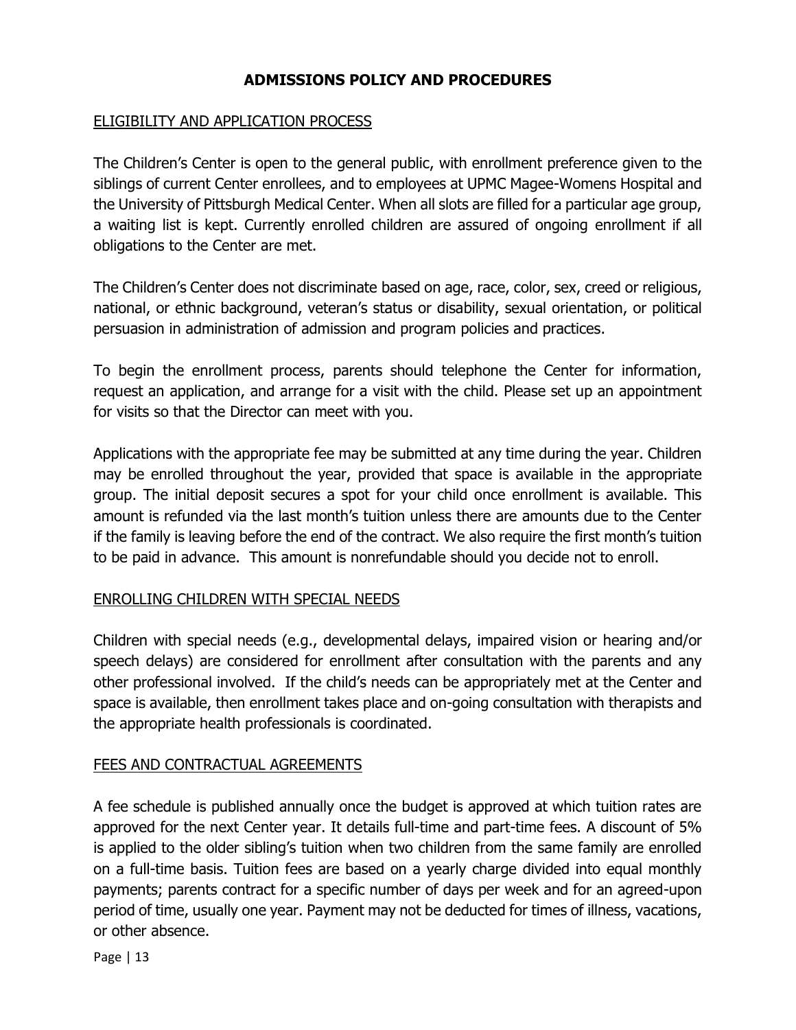# ADMISSIONS POLICY AND PROCEDURES

## ELIGIBILITY AND APPLICATION PROCESS

The Children's Center is open to the general public, with enrollment preference given to the siblings of current Center enrollees, and to employees at UPMC Magee-Womens Hospital and the University of Pittsburgh Medical Center. When all slots are filled for a particular age group, a waiting list is kept. Currently enrolled children are assured of ongoing enrollment if all obligations to the Center are met.

The Children's Center does not discriminate based on age, race, color, sex, creed or religious, national, or ethnic background, veteran's status or disability, sexual orientation, or political persuasion in administration of admission and program policies and practices.

To begin the enrollment process, parents should telephone the Center for information, request an application, and arrange for a visit with the child. Please set up an appointment for visits so that the Director can meet with you.

Applications with the appropriate fee may be submitted at any time during the year. Children may be enrolled throughout the year, provided that space is available in the appropriate group. The initial deposit secures a spot for your child once enrollment is available. This amount is refunded via the last month's tuition unless there are amounts due to the Center if the family is leaving before the end of the contract. We also require the first month's tuition to be paid in advance. This amount is nonrefundable should you decide not to enroll.

## ENROLLING CHILDREN WITH SPECIAL NEEDS

Children with special needs (e.g., developmental delays, impaired vision or hearing and/or speech delays) are considered for enrollment after consultation with the parents and any other professional involved. If the child's needs can be appropriately met at the Center and space is available, then enrollment takes place and on-going consultation with therapists and the appropriate health professionals is coordinated.

## FEES AND CONTRACTUAL AGREEMENTS

A fee schedule is published annually once the budget is approved at which tuition rates are approved for the next Center year. It details full-time and part-time fees. A discount of 5% is applied to the older sibling's tuition when two children from the same family are enrolled on a full-time basis. Tuition fees are based on a yearly charge divided into equal monthly payments; parents contract for a specific number of days per week and for an agreed-upon period of time, usually one year. Payment may not be deducted for times of illness, vacations, or other absence.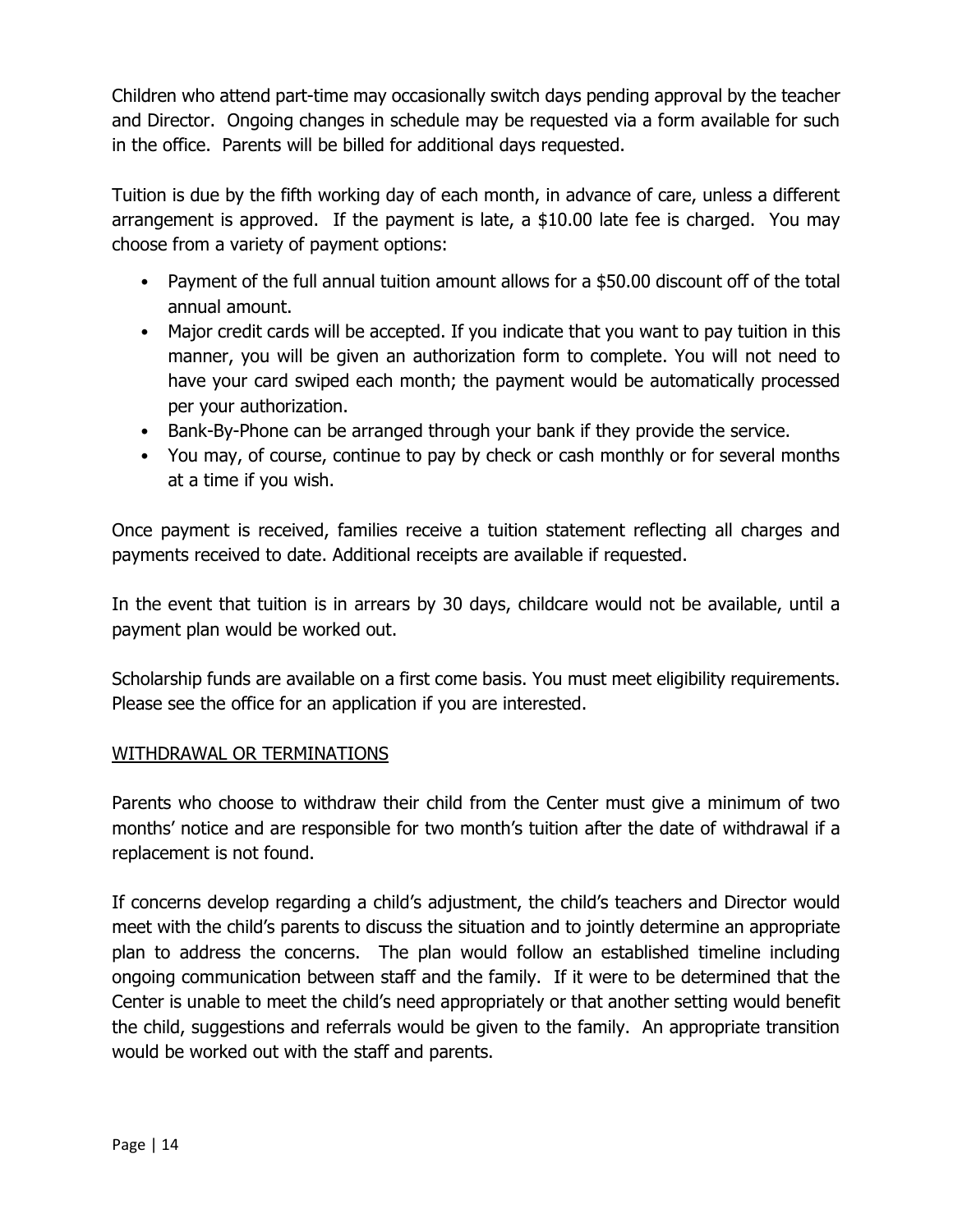Children who attend part-time may occasionally switch days pending approval by the teacher and Director. Ongoing changes in schedule may be requested via a form available for such in the office. Parents will be billed for additional days requested.

Tuition is due by the fifth working day of each month, in advance of care, unless a different arrangement is approved. If the payment is late, a $10.00 late fee is charged. You may choose from a variety of payment options:

- Payment of the full annual tuition amount allows for a $50.00 discount off of the total annual amount.
- Major credit cards will be accepted. If you indicate that you want to pay tuition in this manner, you will be given an authorization form to complete. You will not need to have your card swiped each month; the payment would be automatically processed per your authorization.
- Bank-By-Phone can be arranged through your bank if they provide the service.
- You may, of course, continue to pay by check or cash monthly or for several months at a time if you wish.

Once payment is received, families receive a tuition statement reflecting all charges and payments received to date. Additional receipts are available if requested.

In the event that tuition is in arrears by 30 days, childcare would not be available, until a payment plan would be worked out.

Scholarship funds are available on a first come basis. You must meet eligibility requirements. Please see the office for an application if you are interested.

## WITHDRAWAL OR TERMINATIONS

Parents who choose to withdraw their child from the Center must give a minimum of two months' notice and are responsible for two month's tuition after the date of withdrawal if a replacement is not found.

If concerns develop regarding a child's adjustment, the child's teachers and Director would meet with the child's parents to discuss the situation and to jointly determine an appropriate plan to address the concerns. The plan would follow an established timeline including ongoing communication between staff and the family. If it were to be determined that the Center is unable to meet the child's need appropriately or that another setting would benefit the child, suggestions and referrals would be given to the family. An appropriate transition would be worked out with the staff and parents.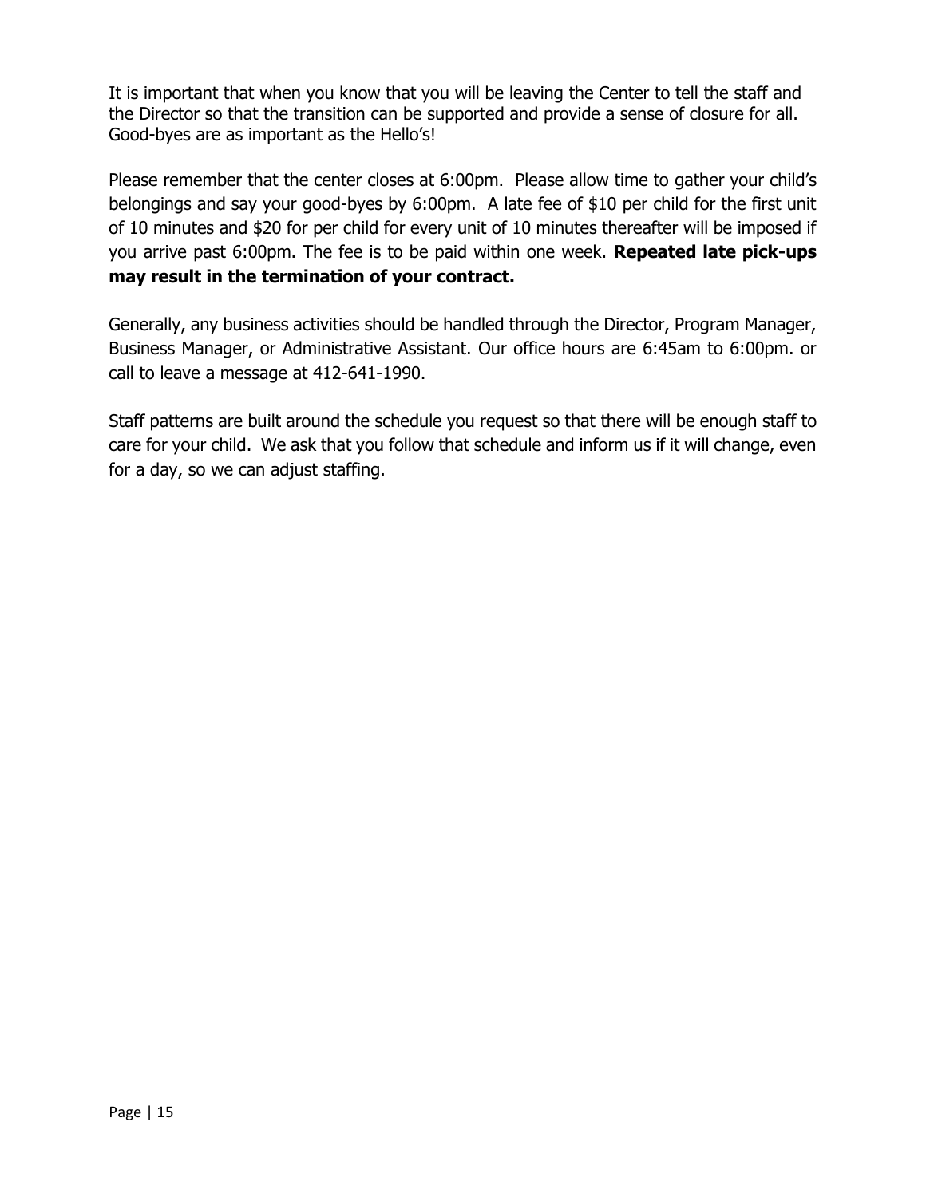It is important that when you know that you will be leaving the Center to tell the staff and the Director so that the transition can be supported and provide a sense of closure for all. Good-byes are as important as the Hello's!

Please remember that the center closes at 6:00pm. Please allow time to gather your child's belongings and say your good-byes by 6:00pm. A late fee of $10 per child for the first unit of 10 minutes and $20 for per child for every unit of 10 minutes thereafter will be imposed if you arrive past 6:00pm. The fee is to be paid within one week. **Repeated late pick-ups may result in the termination of your contract.**

Generally, any business activities should be handled through the Director, Program Manager, Business Manager, or Administrative Assistant. Our office hours are 6:45am to 6:00pm. or call to leave a message at 412-641-1990.

Staff patterns are built around the schedule you request so that there will be enough staff to care for your child. We ask that you follow that schedule and inform us if it will change, even for a day, so we can adjust staffing.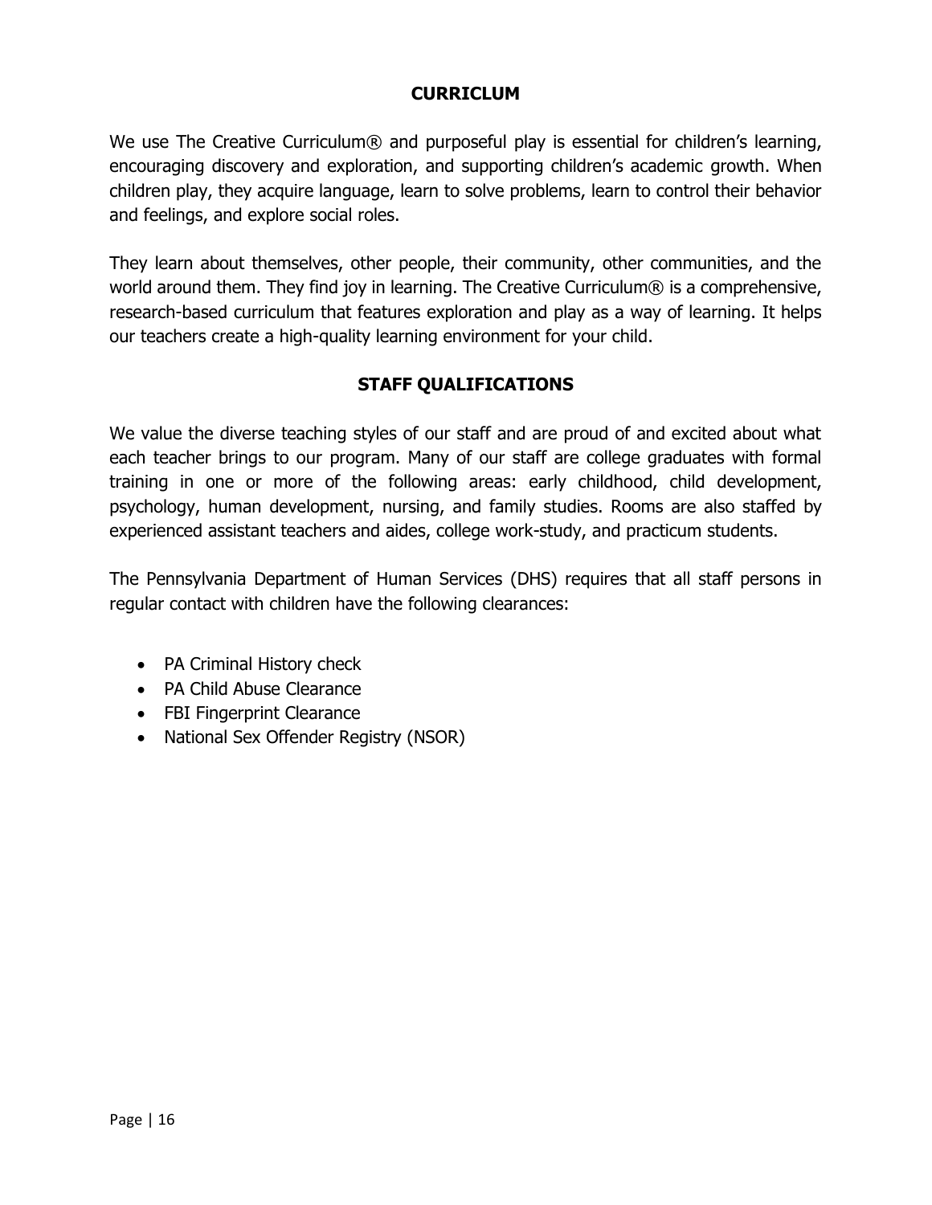## CURRICLUM

We use The Creative Curriculum® and purposeful play is essential for children's learning, encouraging discovery and exploration, and supporting children's academic growth. When children play, they acquire language, learn to solve problems, learn to control their behavior and feelings, and explore social roles.

They learn about themselves, other people, their community, other communities, and the world around them. They find joy in learning. The Creative Curriculum® is a comprehensive, research-based curriculum that features exploration and play as a way of learning. It helps our teachers create a high-quality learning environment for your child.

## STAFF QUALIFICATIONS

We value the diverse teaching styles of our staff and are proud of and excited about what each teacher brings to our program. Many of our staff are college graduates with formal training in one or more of the following areas: early childhood, child development, psychology, human development, nursing, and family studies. Rooms are also staffed by experienced assistant teachers and aides, college work-study, and practicum students.

The Pennsylvania Department of Human Services (DHS) requires that all staff persons in regular contact with children have the following clearances:

- PA Criminal History check
- PA Child Abuse Clearance
- FBI Fingerprint Clearance
- National Sex Offender Registry (NSOR)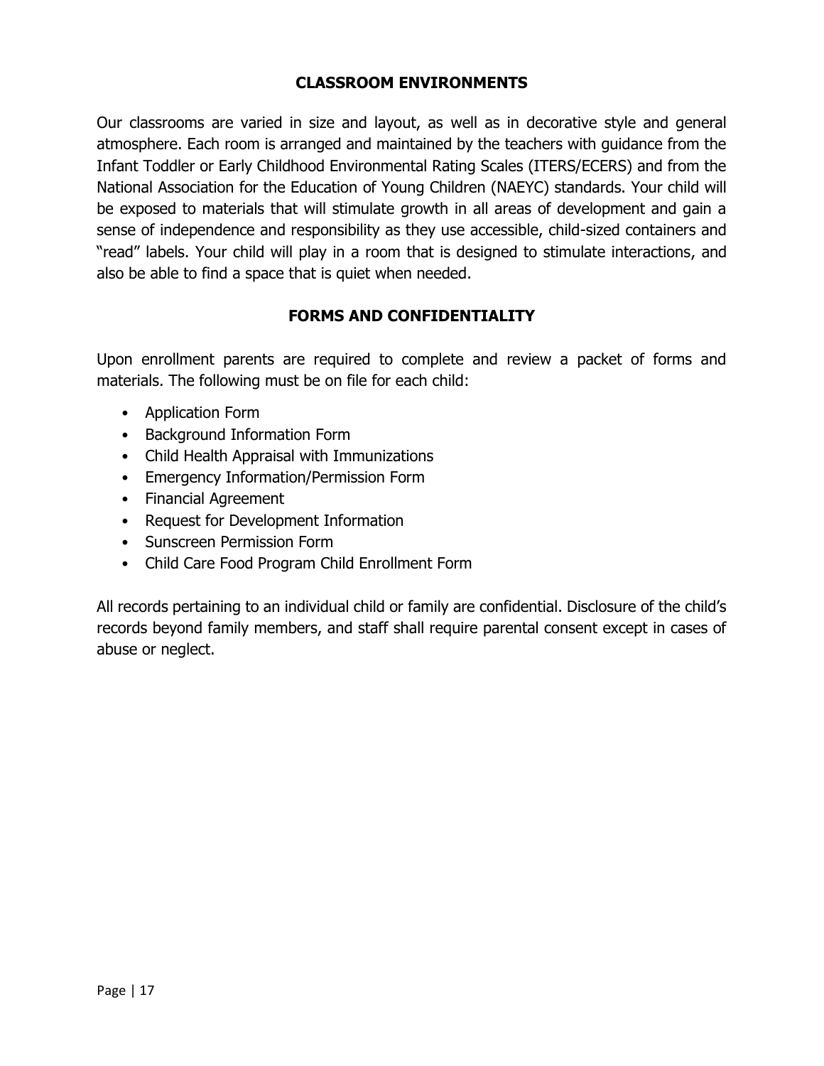## CLASSROOM ENVIRONMENTS

Our classrooms are varied in size and layout, as well as in decorative style and general atmosphere. Each room is arranged and maintained by the teachers with guidance from the Infant Toddler or Early Childhood Environmental Rating Scales (ITERS/ECERS) and from the National Association for the Education of Young Children (NAEYC) standards. Your child will be exposed to materials that will stimulate growth in all areas of development and gain a sense of independence and responsibility as they use accessible, child-sized containers and "read" labels. Your child will play in a room that is designed to stimulate interactions, and also be able to find a space that is quiet when needed.

## FORMS AND CONFIDENTIALITY

Upon enrollment parents are required to complete and review a packet of forms and materials. The following must be on file for each child:

- Application Form
- Background Information Form
- Child Health Appraisal with Immunizations
- Emergency Information/Permission Form
- Financial Agreement
- Request for Development Information
- Sunscreen Permission Form
- Child Care Food Program Child Enrollment Form

All records pertaining to an individual child or family are confidential. Disclosure of the child's records beyond family members, and staff shall require parental consent except in cases of abuse or neglect.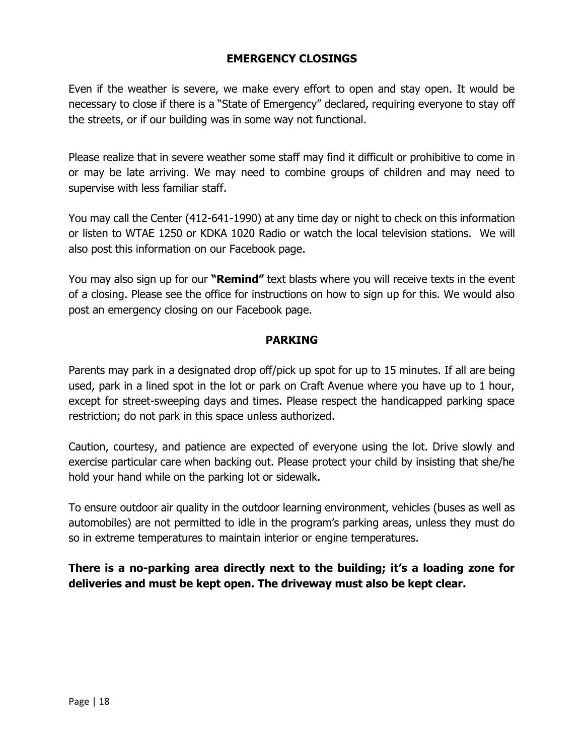## EMERGENCY CLOSINGS

Even if the weather is severe, we make every effort to open and stay open. It would be necessary to close if there is a "State of Emergency" declared, requiring everyone to stay off the streets, or if our building was in some way not functional.

Please realize that in severe weather some staff may find it difficult or prohibitive to come in or may be late arriving. We may need to combine groups of children and may need to supervise with less familiar staff.

You may call the Center (412-641-1990) at any time day or night to check on this information or listen to WTAE 1250 or KDKA 1020 Radio or watch the local television stations. We will also post this information on our Facebook page.

You may also sign up for our **"Remind"** text blasts where you will receive texts in the event of a closing. Please see the office for instructions on how to sign up for this. We would also post an emergency closing on our Facebook page.

## PARKING

Parents may park in a designated drop off/pick up spot for up to 15 minutes. If all are being used, park in a lined spot in the lot or park on Craft Avenue where you have up to 1 hour, except for street-sweeping days and times. Please respect the handicapped parking space restriction; do not park in this space unless authorized.

Caution, courtesy, and patience are expected of everyone using the lot. Drive slowly and exercise particular care when backing out. Please protect your child by insisting that she/he hold your hand while on the parking lot or sidewalk.

To ensure outdoor air quality in the outdoor learning environment, vehicles (buses as well as automobiles) are not permitted to idle in the program's parking areas, unless they must do so in extreme temperatures to maintain interior or engine temperatures.

**There is a no-parking area directly next to the building; it's a loading zone for deliveries and must be kept open. The driveway must also be kept clear.**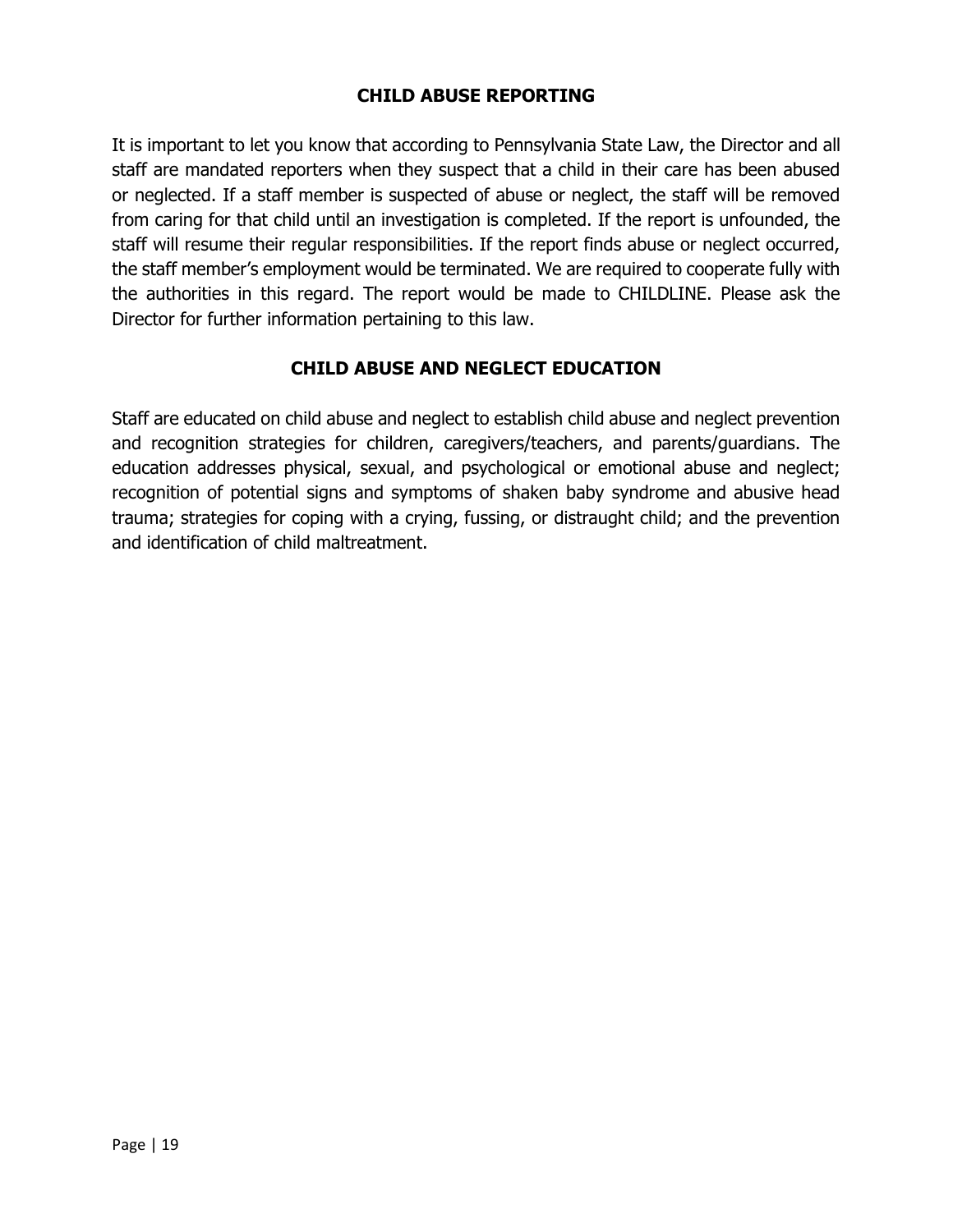## CHILD ABUSE REPORTING

It is important to let you know that according to Pennsylvania State Law, the Director and all staff are mandated reporters when they suspect that a child in their care has been abused or neglected. If a staff member is suspected of abuse or neglect, the staff will be removed from caring for that child until an investigation is completed. If the report is unfounded, the staff will resume their regular responsibilities. If the report finds abuse or neglect occurred, the staff member's employment would be terminated. We are required to cooperate fully with the authorities in this regard. The report would be made to CHILDLINE. Please ask the Director for further information pertaining to this law.

## CHILD ABUSE AND NEGLECT EDUCATION

Staff are educated on child abuse and neglect to establish child abuse and neglect prevention and recognition strategies for children, caregivers/teachers, and parents/guardians. The education addresses physical, sexual, and psychological or emotional abuse and neglect; recognition of potential signs and symptoms of shaken baby syndrome and abusive head trauma; strategies for coping with a crying, fussing, or distraught child; and the prevention and identification of child maltreatment.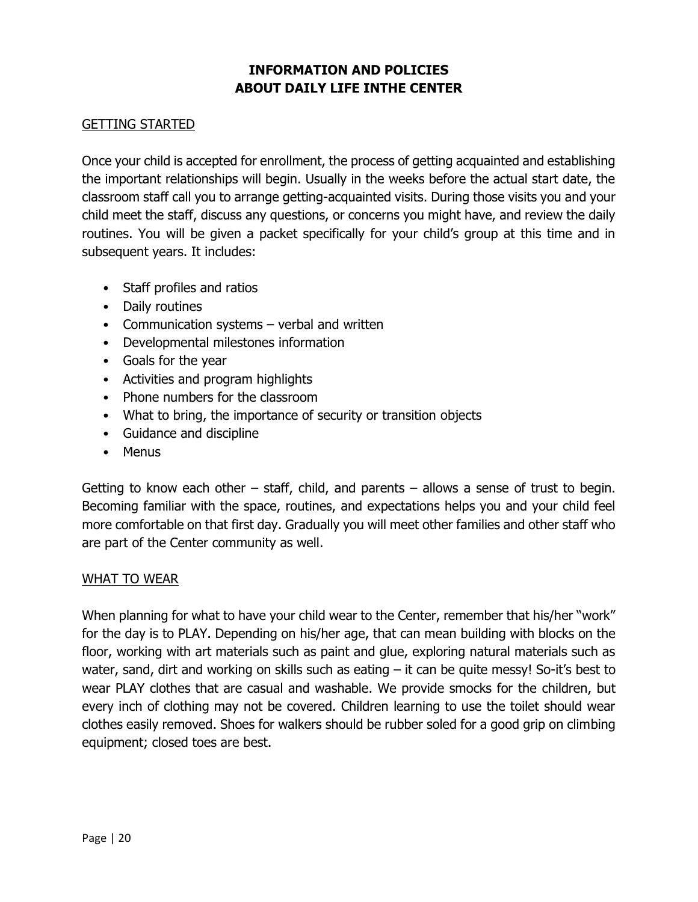# INFORMATION AND POLICIES ABOUT DAILY LIFE INTHE CENTER

## GETTING STARTED

Once your child is accepted for enrollment, the process of getting acquainted and establishing the important relationships will begin. Usually in the weeks before the actual start date, the classroom staff call you to arrange getting-acquainted visits. During those visits you and your child meet the staff, discuss any questions, or concerns you might have, and review the daily routines. You will be given a packet specifically for your child's group at this time and in subsequent years. It includes:

- Staff profiles and ratios
- Daily routines
- Communication systems – verbal and written
- Developmental milestones information
- Goals for the year
- Activities and program highlights
- Phone numbers for the classroom
- What to bring, the importance of security or transition objects
- Guidance and discipline
- Menus

Getting to know each other – staff, child, and parents – allows a sense of trust to begin. Becoming familiar with the space, routines, and expectations helps you and your child feel more comfortable on that first day. Gradually you will meet other families and other staff who are part of the Center community as well.

## WHAT TO WEAR

When planning for what to have your child wear to the Center, remember that his/her "work" for the day is to PLAY. Depending on his/her age, that can mean building with blocks on the floor, working with art materials such as paint and glue, exploring natural materials such as water, sand, dirt and working on skills such as eating – it can be quite messy! So-it's best to wear PLAY clothes that are casual and washable. We provide smocks for the children, but every inch of clothing may not be covered. Children learning to use the toilet should wear clothes easily removed. Shoes for walkers should be rubber soled for a good grip on climbing equipment; closed toes are best.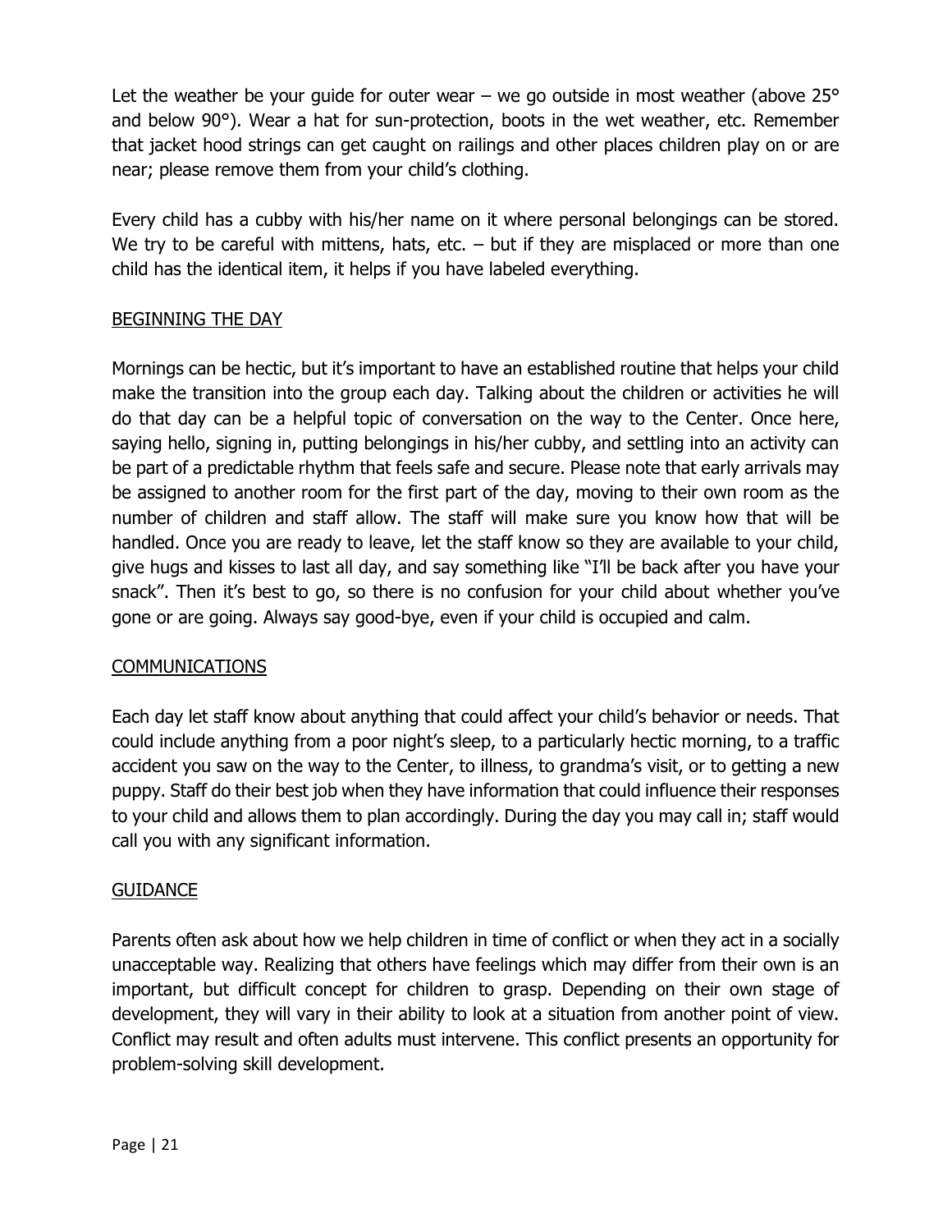Let the weather be your guide for outer wear – we go outside in most weather (above 25° and below 90°). Wear a hat for sun-protection, boots in the wet weather, etc. Remember that jacket hood strings can get caught on railings and other places children play on or are near; please remove them from your child's clothing.

Every child has a cubby with his/her name on it where personal belongings can be stored. We try to be careful with mittens, hats, etc. – but if they are misplaced or more than one child has the identical item, it helps if you have labeled everything.

## BEGINNING THE DAY

Mornings can be hectic, but it's important to have an established routine that helps your child make the transition into the group each day. Talking about the children or activities he will do that day can be a helpful topic of conversation on the way to the Center. Once here, saying hello, signing in, putting belongings in his/her cubby, and settling into an activity can be part of a predictable rhythm that feels safe and secure. Please note that early arrivals may be assigned to another room for the first part of the day, moving to their own room as the number of children and staff allow. The staff will make sure you know how that will be handled. Once you are ready to leave, let the staff know so they are available to your child, give hugs and kisses to last all day, and say something like "I'll be back after you have your snack". Then it's best to go, so there is no confusion for your child about whether you've gone or are going. Always say good-bye, even if your child is occupied and calm.

## COMMUNICATIONS

Each day let staff know about anything that could affect your child's behavior or needs. That could include anything from a poor night's sleep, to a particularly hectic morning, to a traffic accident you saw on the way to the Center, to illness, to grandma's visit, or to getting a new puppy. Staff do their best job when they have information that could influence their responses to your child and allows them to plan accordingly. During the day you may call in; staff would call you with any significant information.

## GUIDANCE

Parents often ask about how we help children in time of conflict or when they act in a socially unacceptable way. Realizing that others have feelings which may differ from their own is an important, but difficult concept for children to grasp. Depending on their own stage of development, they will vary in their ability to look at a situation from another point of view. Conflict may result and often adults must intervene. This conflict presents an opportunity for problem-solving skill development.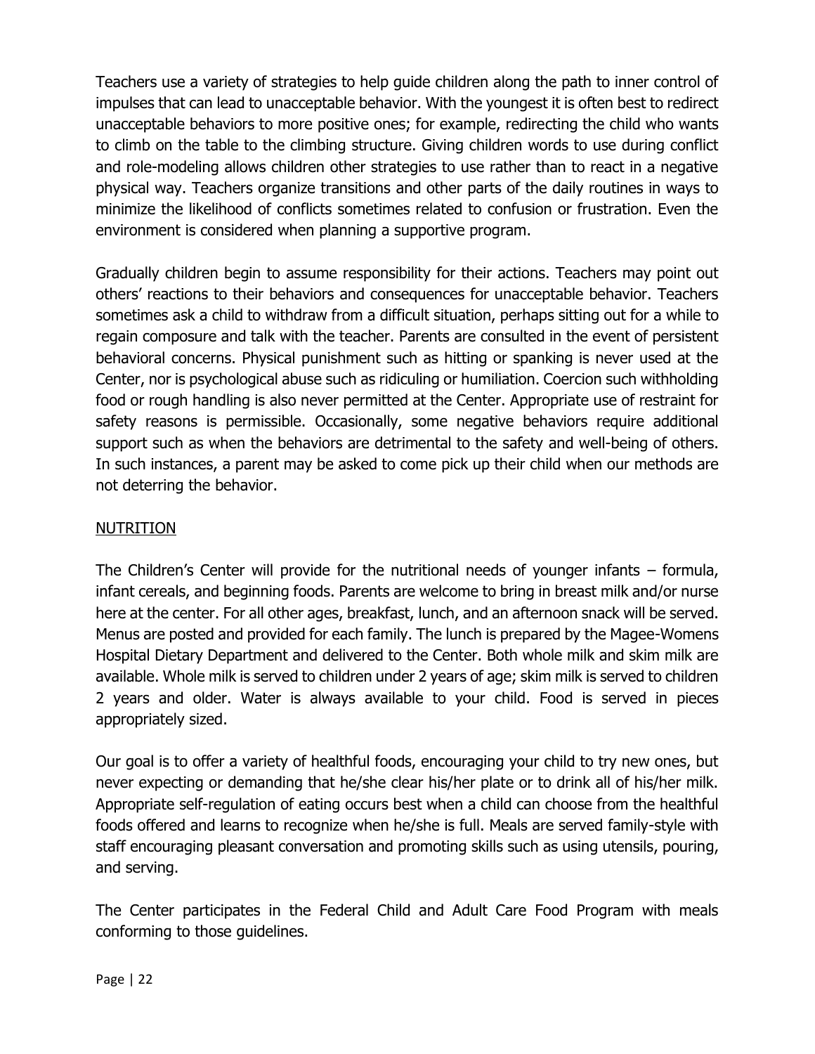Teachers use a variety of strategies to help guide children along the path to inner control of impulses that can lead to unacceptable behavior. With the youngest it is often best to redirect unacceptable behaviors to more positive ones; for example, redirecting the child who wants to climb on the table to the climbing structure. Giving children words to use during conflict and role-modeling allows children other strategies to use rather than to react in a negative physical way. Teachers organize transitions and other parts of the daily routines in ways to minimize the likelihood of conflicts sometimes related to confusion or frustration. Even the environment is considered when planning a supportive program.

Gradually children begin to assume responsibility for their actions. Teachers may point out others' reactions to their behaviors and consequences for unacceptable behavior. Teachers sometimes ask a child to withdraw from a difficult situation, perhaps sitting out for a while to regain composure and talk with the teacher. Parents are consulted in the event of persistent behavioral concerns. Physical punishment such as hitting or spanking is never used at the Center, nor is psychological abuse such as ridiculing or humiliation. Coercion such withholding food or rough handling is also never permitted at the Center. Appropriate use of restraint for safety reasons is permissible. Occasionally, some negative behaviors require additional support such as when the behaviors are detrimental to the safety and well-being of others. In such instances, a parent may be asked to come pick up their child when our methods are not deterring the behavior.

## NUTRITION

The Children's Center will provide for the nutritional needs of younger infants – formula, infant cereals, and beginning foods. Parents are welcome to bring in breast milk and/or nurse here at the center. For all other ages, breakfast, lunch, and an afternoon snack will be served. Menus are posted and provided for each family. The lunch is prepared by the Magee-Womens Hospital Dietary Department and delivered to the Center. Both whole milk and skim milk are available. Whole milk is served to children under 2 years of age; skim milk is served to children 2 years and older. Water is always available to your child. Food is served in pieces appropriately sized.

Our goal is to offer a variety of healthful foods, encouraging your child to try new ones, but never expecting or demanding that he/she clear his/her plate or to drink all of his/her milk. Appropriate self-regulation of eating occurs best when a child can choose from the healthful foods offered and learns to recognize when he/she is full. Meals are served family-style with staff encouraging pleasant conversation and promoting skills such as using utensils, pouring, and serving.

The Center participates in the Federal Child and Adult Care Food Program with meals conforming to those guidelines.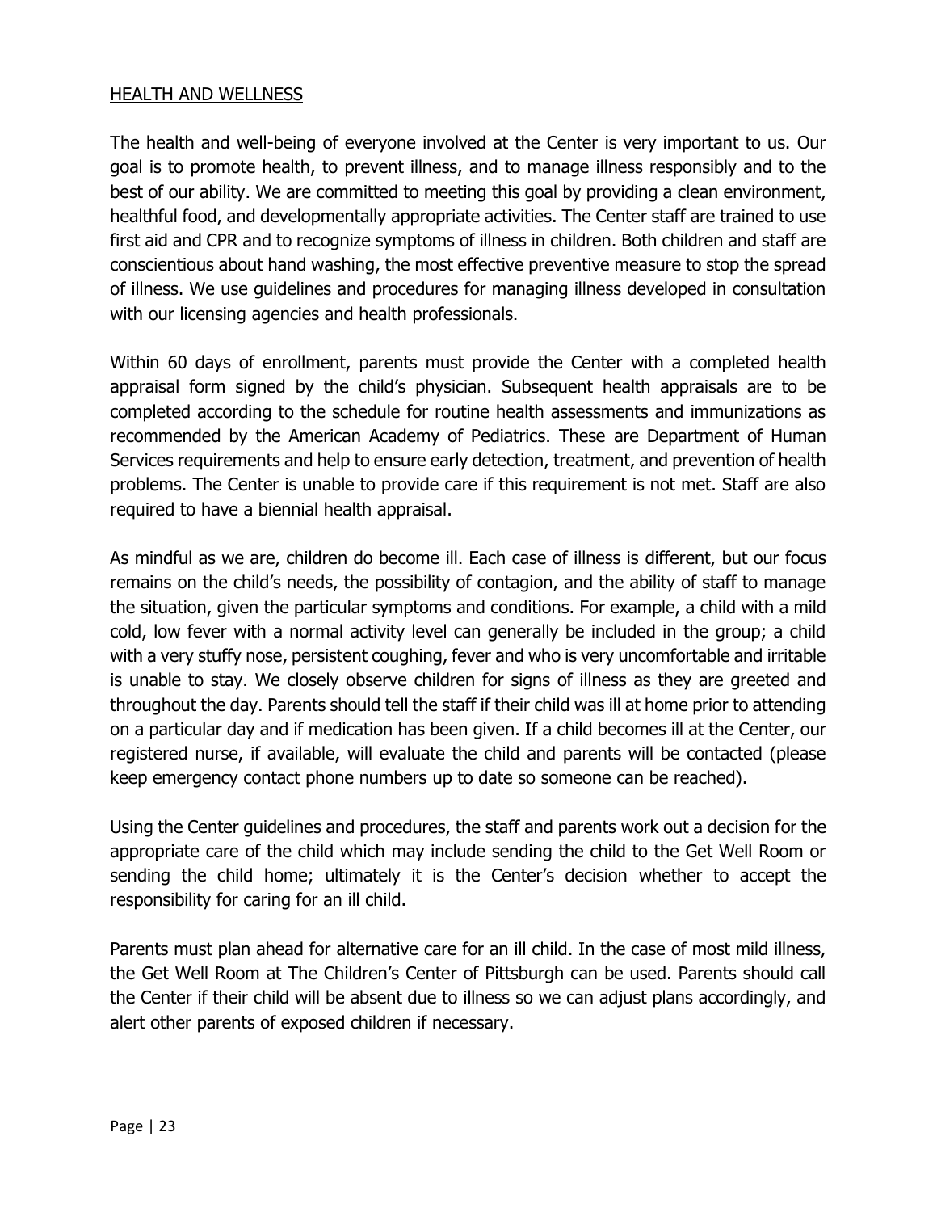## HEALTH AND WELLNESS

The health and well-being of everyone involved at the Center is very important to us. Our goal is to promote health, to prevent illness, and to manage illness responsibly and to the best of our ability. We are committed to meeting this goal by providing a clean environment, healthful food, and developmentally appropriate activities. The Center staff are trained to use first aid and CPR and to recognize symptoms of illness in children. Both children and staff are conscientious about hand washing, the most effective preventive measure to stop the spread of illness. We use guidelines and procedures for managing illness developed in consultation with our licensing agencies and health professionals.

Within 60 days of enrollment, parents must provide the Center with a completed health appraisal form signed by the child's physician. Subsequent health appraisals are to be completed according to the schedule for routine health assessments and immunizations as recommended by the American Academy of Pediatrics. These are Department of Human Services requirements and help to ensure early detection, treatment, and prevention of health problems. The Center is unable to provide care if this requirement is not met. Staff are also required to have a biennial health appraisal.

As mindful as we are, children do become ill. Each case of illness is different, but our focus remains on the child's needs, the possibility of contagion, and the ability of staff to manage the situation, given the particular symptoms and conditions. For example, a child with a mild cold, low fever with a normal activity level can generally be included in the group; a child with a very stuffy nose, persistent coughing, fever and who is very uncomfortable and irritable is unable to stay. We closely observe children for signs of illness as they are greeted and throughout the day. Parents should tell the staff if their child was ill at home prior to attending on a particular day and if medication has been given. If a child becomes ill at the Center, our registered nurse, if available, will evaluate the child and parents will be contacted (please keep emergency contact phone numbers up to date so someone can be reached).

Using the Center guidelines and procedures, the staff and parents work out a decision for the appropriate care of the child which may include sending the child to the Get Well Room or sending the child home; ultimately it is the Center's decision whether to accept the responsibility for caring for an ill child.

Parents must plan ahead for alternative care for an ill child. In the case of most mild illness, the Get Well Room at The Children's Center of Pittsburgh can be used. Parents should call the Center if their child will be absent due to illness so we can adjust plans accordingly, and alert other parents of exposed children if necessary.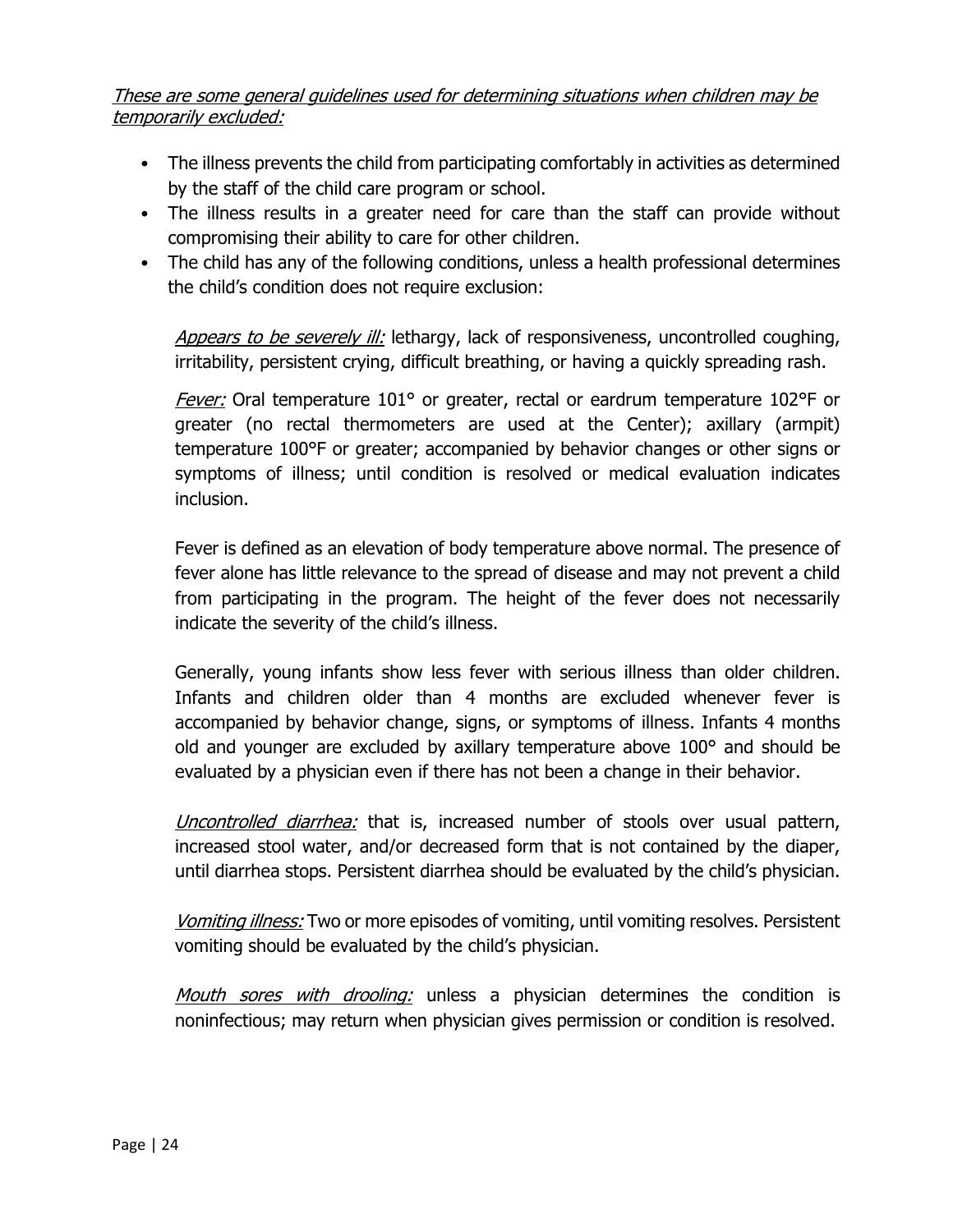*<u>These are some general guidelines used for determining situations when children may be temporarily excluded:</u>*

- The illness prevents the child from participating comfortably in activities as determined by the staff of the child care program or school.
- The illness results in a greater need for care than the staff can provide without compromising their ability to care for other children.
- The child has any of the following conditions, unless a health professional determines the child's condition does not require exclusion:

  *<u>Appears to be severely ill:</u>* lethargy, lack of responsiveness, uncontrolled coughing, irritability, persistent crying, difficult breathing, or having a quickly spreading rash.

  *<u>Fever:</u>* Oral temperature 101° or greater, rectal or eardrum temperature 102°F or greater (no rectal thermometers are used at the Center); axillary (armpit) temperature 100°F or greater; accompanied by behavior changes or other signs or symptoms of illness; until condition is resolved or medical evaluation indicates inclusion.

  Fever is defined as an elevation of body temperature above normal. The presence of fever alone has little relevance to the spread of disease and may not prevent a child from participating in the program. The height of the fever does not necessarily indicate the severity of the child's illness.

  Generally, young infants show less fever with serious illness than older children. Infants and children older than 4 months are excluded whenever fever is accompanied by behavior change, signs, or symptoms of illness. Infants 4 months old and younger are excluded by axillary temperature above 100° and should be evaluated by a physician even if there has not been a change in their behavior.

  *<u>Uncontrolled diarrhea:</u>* that is, increased number of stools over usual pattern, increased stool water, and/or decreased form that is not contained by the diaper, until diarrhea stops. Persistent diarrhea should be evaluated by the child's physician.

  *<u>Vomiting illness:</u>* Two or more episodes of vomiting, until vomiting resolves. Persistent vomiting should be evaluated by the child's physician.

  *<u>Mouth sores with drooling:</u>* unless a physician determines the condition is noninfectious; may return when physician gives permission or condition is resolved.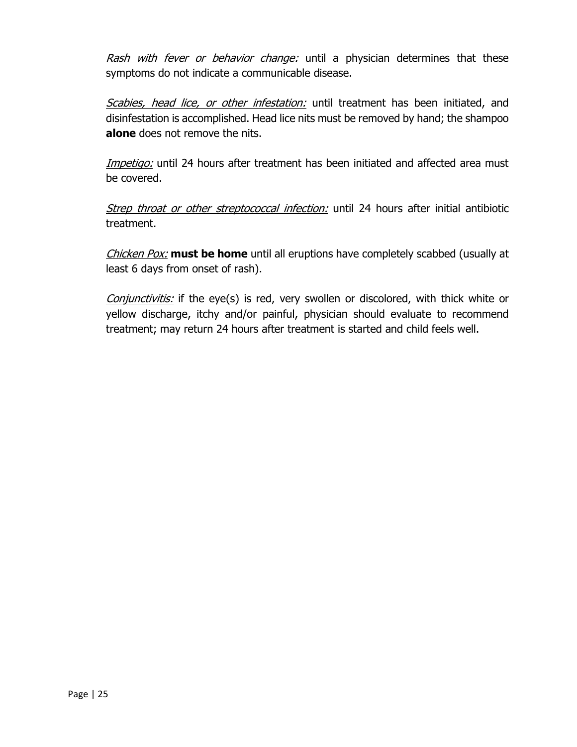*Rash with fever or behavior change:* until a physician determines that these symptoms do not indicate a communicable disease.

*Scabies, head lice, or other infestation:* until treatment has been initiated, and disinfestation is accomplished. Head lice nits must be removed by hand; the shampoo **alone** does not remove the nits.

*Impetigo:* until 24 hours after treatment has been initiated and affected area must be covered.

*Strep throat or other streptococcal infection:* until 24 hours after initial antibiotic treatment.

*Chicken Pox:* **must be home** until all eruptions have completely scabbed (usually at least 6 days from onset of rash).

*Conjunctivitis:* if the eye(s) is red, very swollen or discolored, with thick white or yellow discharge, itchy and/or painful, physician should evaluate to recommend treatment; may return 24 hours after treatment is started and child feels well.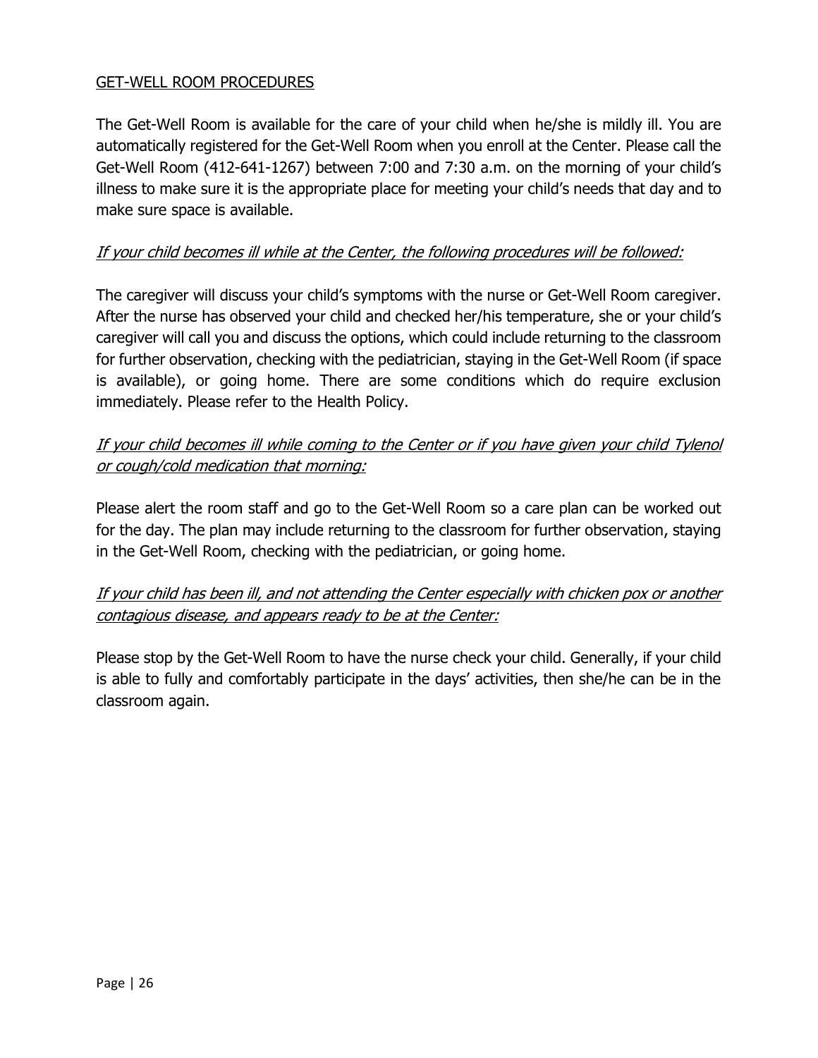## GET-WELL ROOM PROCEDURES

The Get-Well Room is available for the care of your child when he/she is mildly ill. You are automatically registered for the Get-Well Room when you enroll at the Center. Please call the Get-Well Room (412-641-1267) between 7:00 and 7:30 a.m. on the morning of your child's illness to make sure it is the appropriate place for meeting your child's needs that day and to make sure space is available.

*If your child becomes ill while at the Center, the following procedures will be followed:*

The caregiver will discuss your child's symptoms with the nurse or Get-Well Room caregiver. After the nurse has observed your child and checked her/his temperature, she or your child's caregiver will call you and discuss the options, which could include returning to the classroom for further observation, checking with the pediatrician, staying in the Get-Well Room (if space is available), or going home. There are some conditions which do require exclusion immediately. Please refer to the Health Policy.

*If your child becomes ill while coming to the Center or if you have given your child Tylenol or cough/cold medication that morning:*

Please alert the room staff and go to the Get-Well Room so a care plan can be worked out for the day. The plan may include returning to the classroom for further observation, staying in the Get-Well Room, checking with the pediatrician, or going home.

*If your child has been ill, and not attending the Center especially with chicken pox or another contagious disease, and appears ready to be at the Center:*

Please stop by the Get-Well Room to have the nurse check your child. Generally, if your child is able to fully and comfortably participate in the days' activities, then she/he can be in the classroom again.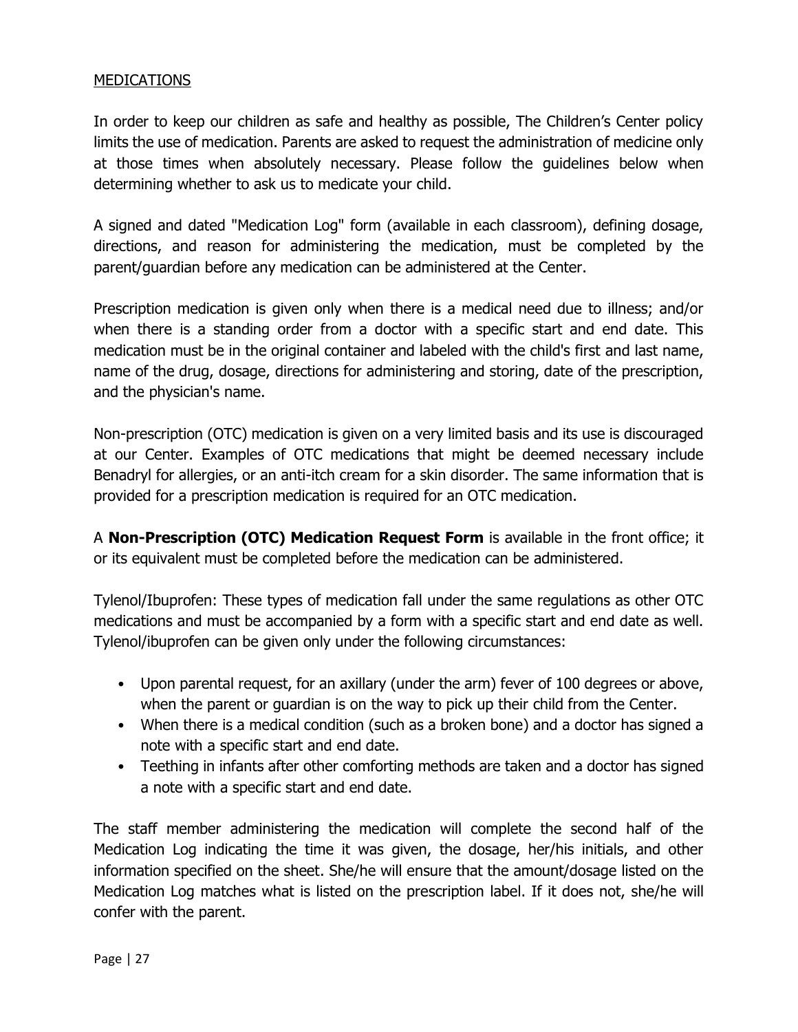## MEDICATIONS

In order to keep our children as safe and healthy as possible, The Children's Center policy limits the use of medication. Parents are asked to request the administration of medicine only at those times when absolutely necessary. Please follow the guidelines below when determining whether to ask us to medicate your child.

A signed and dated "Medication Log" form (available in each classroom), defining dosage, directions, and reason for administering the medication, must be completed by the parent/guardian before any medication can be administered at the Center.

Prescription medication is given only when there is a medical need due to illness; and/or when there is a standing order from a doctor with a specific start and end date. This medication must be in the original container and labeled with the child's first and last name, name of the drug, dosage, directions for administering and storing, date of the prescription, and the physician's name.

Non-prescription (OTC) medication is given on a very limited basis and its use is discouraged at our Center. Examples of OTC medications that might be deemed necessary include Benadryl for allergies, or an anti-itch cream for a skin disorder. The same information that is provided for a prescription medication is required for an OTC medication.

A **Non-Prescription (OTC) Medication Request Form** is available in the front office; it or its equivalent must be completed before the medication can be administered.

Tylenol/Ibuprofen: These types of medication fall under the same regulations as other OTC medications and must be accompanied by a form with a specific start and end date as well. Tylenol/ibuprofen can be given only under the following circumstances:

- Upon parental request, for an axillary (under the arm) fever of 100 degrees or above, when the parent or guardian is on the way to pick up their child from the Center.
- When there is a medical condition (such as a broken bone) and a doctor has signed a note with a specific start and end date.
- Teething in infants after other comforting methods are taken and a doctor has signed a note with a specific start and end date.

The staff member administering the medication will complete the second half of the Medication Log indicating the time it was given, the dosage, her/his initials, and other information specified on the sheet. She/he will ensure that the amount/dosage listed on the Medication Log matches what is listed on the prescription label. If it does not, she/he will confer with the parent.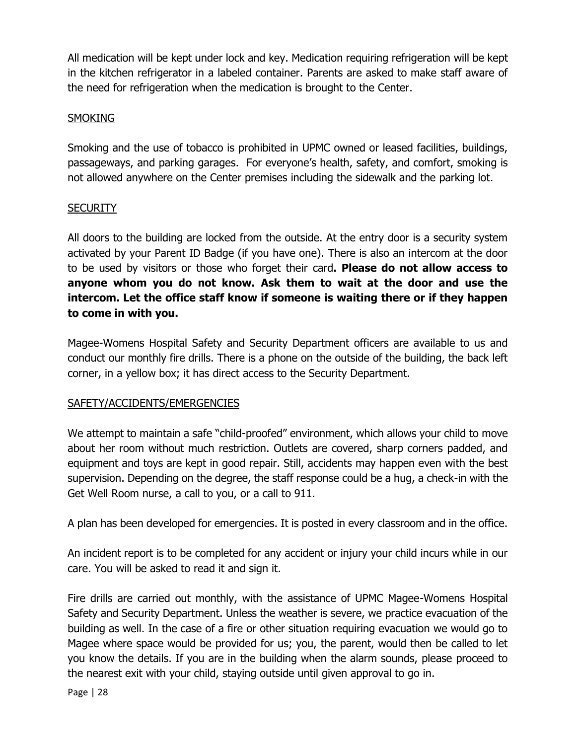All medication will be kept under lock and key. Medication requiring refrigeration will be kept in the kitchen refrigerator in a labeled container. Parents are asked to make staff aware of the need for refrigeration when the medication is brought to the Center.

## SMOKING

Smoking and the use of tobacco is prohibited in UPMC owned or leased facilities, buildings, passageways, and parking garages. For everyone's health, safety, and comfort, smoking is not allowed anywhere on the Center premises including the sidewalk and the parking lot.

## SECURITY

All doors to the building are locked from the outside. At the entry door is a security system activated by your Parent ID Badge (if you have one). There is also an intercom at the door to be used by visitors or those who forget their card**. Please do not allow access to anyone whom you do not know. Ask them to wait at the door and use the intercom. Let the office staff know if someone is waiting there or if they happen to come in with you.**

Magee-Womens Hospital Safety and Security Department officers are available to us and conduct our monthly fire drills. There is a phone on the outside of the building, the back left corner, in a yellow box; it has direct access to the Security Department.

## SAFETY/ACCIDENTS/EMERGENCIES

We attempt to maintain a safe "child-proofed" environment, which allows your child to move about her room without much restriction. Outlets are covered, sharp corners padded, and equipment and toys are kept in good repair. Still, accidents may happen even with the best supervision. Depending on the degree, the staff response could be a hug, a check-in with the Get Well Room nurse, a call to you, or a call to 911.

A plan has been developed for emergencies. It is posted in every classroom and in the office.

An incident report is to be completed for any accident or injury your child incurs while in our care. You will be asked to read it and sign it.

Fire drills are carried out monthly, with the assistance of UPMC Magee-Womens Hospital Safety and Security Department. Unless the weather is severe, we practice evacuation of the building as well. In the case of a fire or other situation requiring evacuation we would go to Magee where space would be provided for us; you, the parent, would then be called to let you know the details. If you are in the building when the alarm sounds, please proceed to the nearest exit with your child, staying outside until given approval to go in.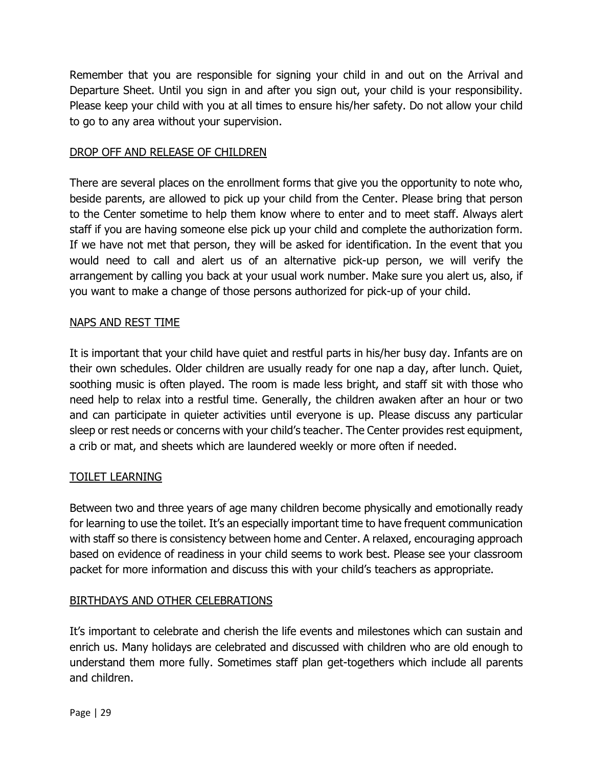Remember that you are responsible for signing your child in and out on the Arrival and Departure Sheet. Until you sign in and after you sign out, your child is your responsibility. Please keep your child with you at all times to ensure his/her safety. Do not allow your child to go to any area without your supervision.

## DROP OFF AND RELEASE OF CHILDREN

There are several places on the enrollment forms that give you the opportunity to note who, beside parents, are allowed to pick up your child from the Center. Please bring that person to the Center sometime to help them know where to enter and to meet staff. Always alert staff if you are having someone else pick up your child and complete the authorization form. If we have not met that person, they will be asked for identification. In the event that you would need to call and alert us of an alternative pick-up person, we will verify the arrangement by calling you back at your usual work number. Make sure you alert us, also, if you want to make a change of those persons authorized for pick-up of your child.

## NAPS AND REST TIME

It is important that your child have quiet and restful parts in his/her busy day. Infants are on their own schedules. Older children are usually ready for one nap a day, after lunch. Quiet, soothing music is often played. The room is made less bright, and staff sit with those who need help to relax into a restful time. Generally, the children awaken after an hour or two and can participate in quieter activities until everyone is up. Please discuss any particular sleep or rest needs or concerns with your child's teacher. The Center provides rest equipment, a crib or mat, and sheets which are laundered weekly or more often if needed.

## TOILET LEARNING

Between two and three years of age many children become physically and emotionally ready for learning to use the toilet. It's an especially important time to have frequent communication with staff so there is consistency between home and Center. A relaxed, encouraging approach based on evidence of readiness in your child seems to work best. Please see your classroom packet for more information and discuss this with your child's teachers as appropriate.

## BIRTHDAYS AND OTHER CELEBRATIONS

It's important to celebrate and cherish the life events and milestones which can sustain and enrich us. Many holidays are celebrated and discussed with children who are old enough to understand them more fully. Sometimes staff plan get-togethers which include all parents and children.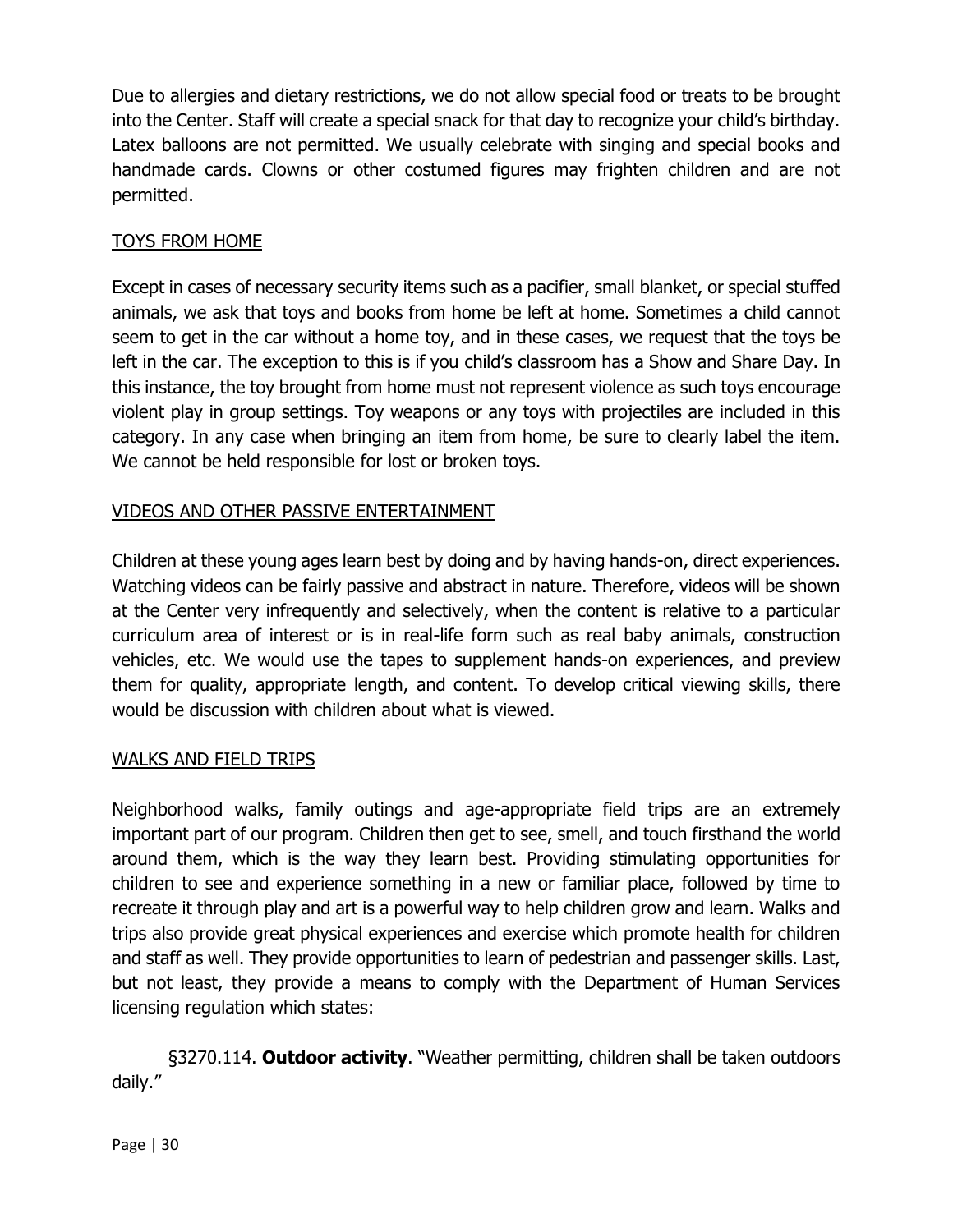Due to allergies and dietary restrictions, we do not allow special food or treats to be brought into the Center. Staff will create a special snack for that day to recognize your child's birthday. Latex balloons are not permitted. We usually celebrate with singing and special books and handmade cards. Clowns or other costumed figures may frighten children and are not permitted.

## TOYS FROM HOME

Except in cases of necessary security items such as a pacifier, small blanket, or special stuffed animals, we ask that toys and books from home be left at home. Sometimes a child cannot seem to get in the car without a home toy, and in these cases, we request that the toys be left in the car. The exception to this is if you child's classroom has a Show and Share Day. In this instance, the toy brought from home must not represent violence as such toys encourage violent play in group settings. Toy weapons or any toys with projectiles are included in this category. In any case when bringing an item from home, be sure to clearly label the item. We cannot be held responsible for lost or broken toys.

## VIDEOS AND OTHER PASSIVE ENTERTAINMENT

Children at these young ages learn best by doing and by having hands-on, direct experiences. Watching videos can be fairly passive and abstract in nature. Therefore, videos will be shown at the Center very infrequently and selectively, when the content is relative to a particular curriculum area of interest or is in real-life form such as real baby animals, construction vehicles, etc. We would use the tapes to supplement hands-on experiences, and preview them for quality, appropriate length, and content. To develop critical viewing skills, there would be discussion with children about what is viewed.

## WALKS AND FIELD TRIPS

Neighborhood walks, family outings and age-appropriate field trips are an extremely important part of our program. Children then get to see, smell, and touch firsthand the world around them, which is the way they learn best. Providing stimulating opportunities for children to see and experience something in a new or familiar place, followed by time to recreate it through play and art is a powerful way to help children grow and learn. Walks and trips also provide great physical experiences and exercise which promote health for children and staff as well. They provide opportunities to learn of pedestrian and passenger skills. Last, but not least, they provide a means to comply with the Department of Human Services licensing regulation which states:

§3270.114. **Outdoor activity**. "Weather permitting, children shall be taken outdoors daily."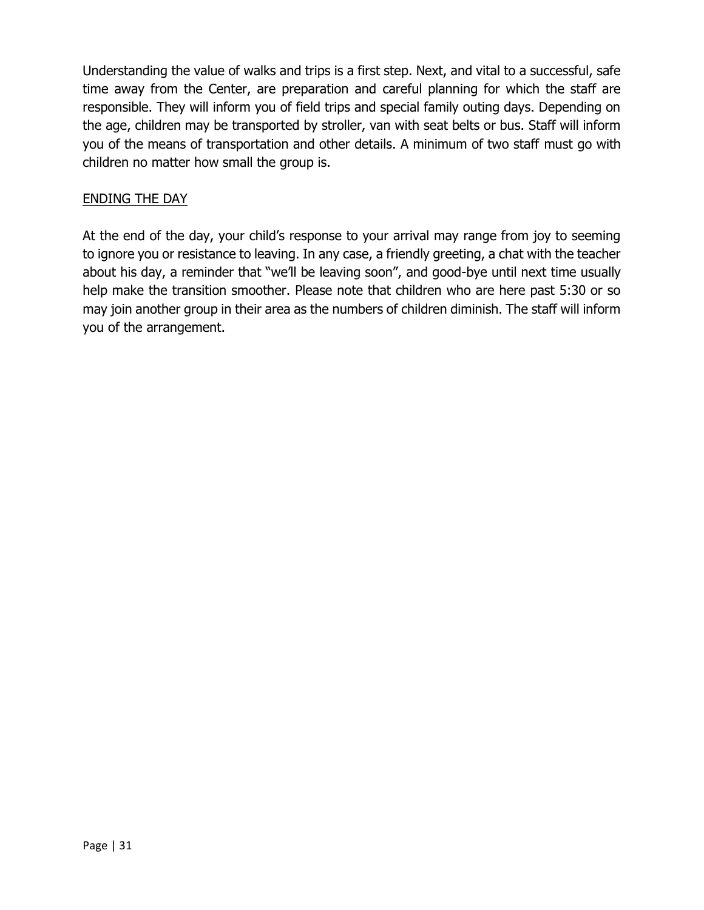Understanding the value of walks and trips is a first step. Next, and vital to a successful, safe time away from the Center, are preparation and careful planning for which the staff are responsible. They will inform you of field trips and special family outing days. Depending on the age, children may be transported by stroller, van with seat belts or bus. Staff will inform you of the means of transportation and other details. A minimum of two staff must go with children no matter how small the group is.

## ENDING THE DAY

At the end of the day, your child's response to your arrival may range from joy to seeming to ignore you or resistance to leaving. In any case, a friendly greeting, a chat with the teacher about his day, a reminder that "we'll be leaving soon", and good-bye until next time usually help make the transition smoother. Please note that children who are here past 5:30 or so may join another group in their area as the numbers of children diminish. The staff will inform you of the arrangement.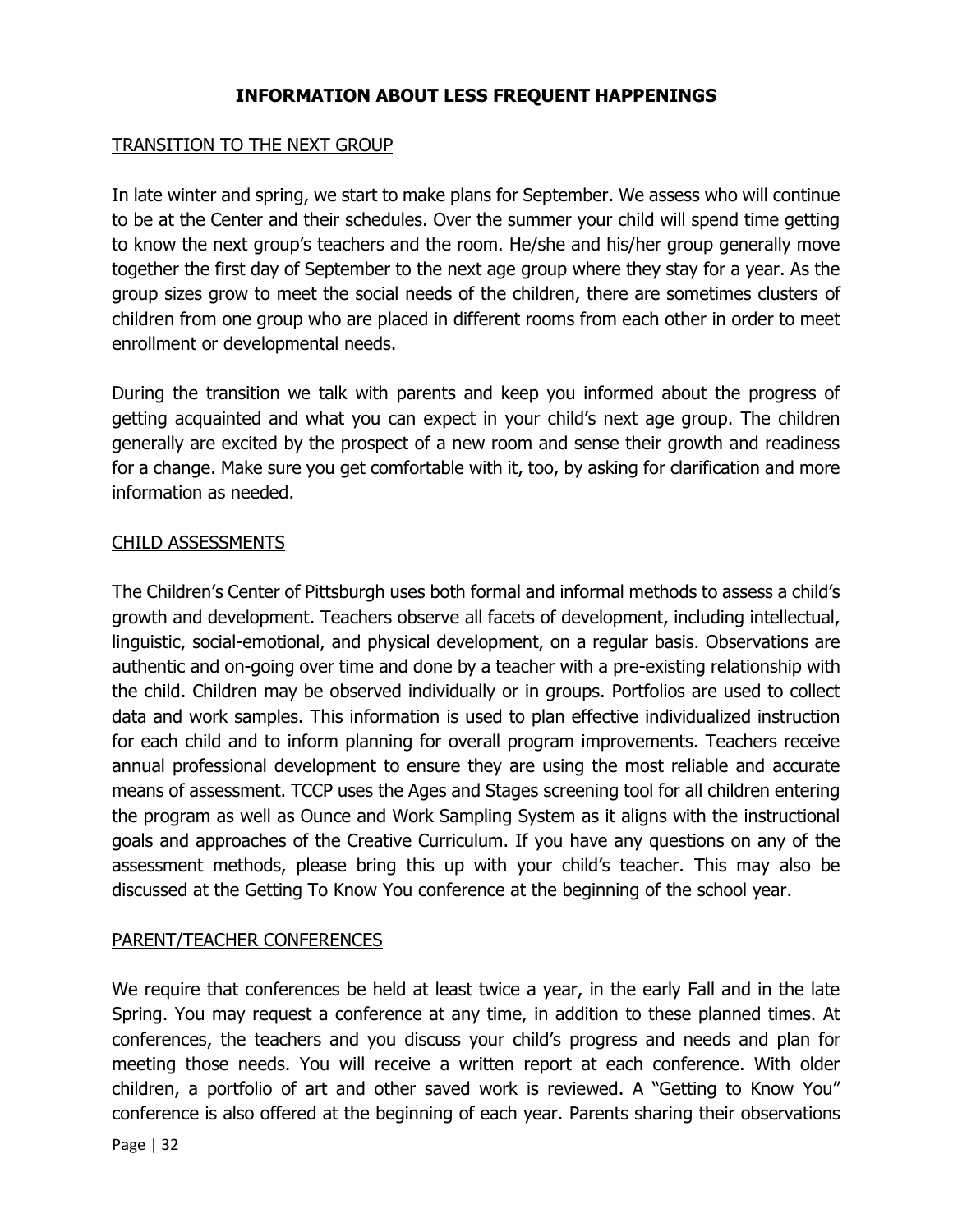## INFORMATION ABOUT LESS FREQUENT HAPPENINGS

### TRANSITION TO THE NEXT GROUP

In late winter and spring, we start to make plans for September. We assess who will continue to be at the Center and their schedules. Over the summer your child will spend time getting to know the next group's teachers and the room. He/she and his/her group generally move together the first day of September to the next age group where they stay for a year. As the group sizes grow to meet the social needs of the children, there are sometimes clusters of children from one group who are placed in different rooms from each other in order to meet enrollment or developmental needs.

During the transition we talk with parents and keep you informed about the progress of getting acquainted and what you can expect in your child's next age group. The children generally are excited by the prospect of a new room and sense their growth and readiness for a change. Make sure you get comfortable with it, too, by asking for clarification and more information as needed.

### CHILD ASSESSMENTS

The Children's Center of Pittsburgh uses both formal and informal methods to assess a child's growth and development. Teachers observe all facets of development, including intellectual, linguistic, social-emotional, and physical development, on a regular basis. Observations are authentic and on-going over time and done by a teacher with a pre-existing relationship with the child. Children may be observed individually or in groups. Portfolios are used to collect data and work samples. This information is used to plan effective individualized instruction for each child and to inform planning for overall program improvements. Teachers receive annual professional development to ensure they are using the most reliable and accurate means of assessment. TCCP uses the Ages and Stages screening tool for all children entering the program as well as Ounce and Work Sampling System as it aligns with the instructional goals and approaches of the Creative Curriculum. If you have any questions on any of the assessment methods, please bring this up with your child's teacher. This may also be discussed at the Getting To Know You conference at the beginning of the school year.

### PARENT/TEACHER CONFERENCES

We require that conferences be held at least twice a year, in the early Fall and in the late Spring. You may request a conference at any time, in addition to these planned times. At conferences, the teachers and you discuss your child's progress and needs and plan for meeting those needs. You will receive a written report at each conference. With older children, a portfolio of art and other saved work is reviewed. A "Getting to Know You" conference is also offered at the beginning of each year. Parents sharing their observations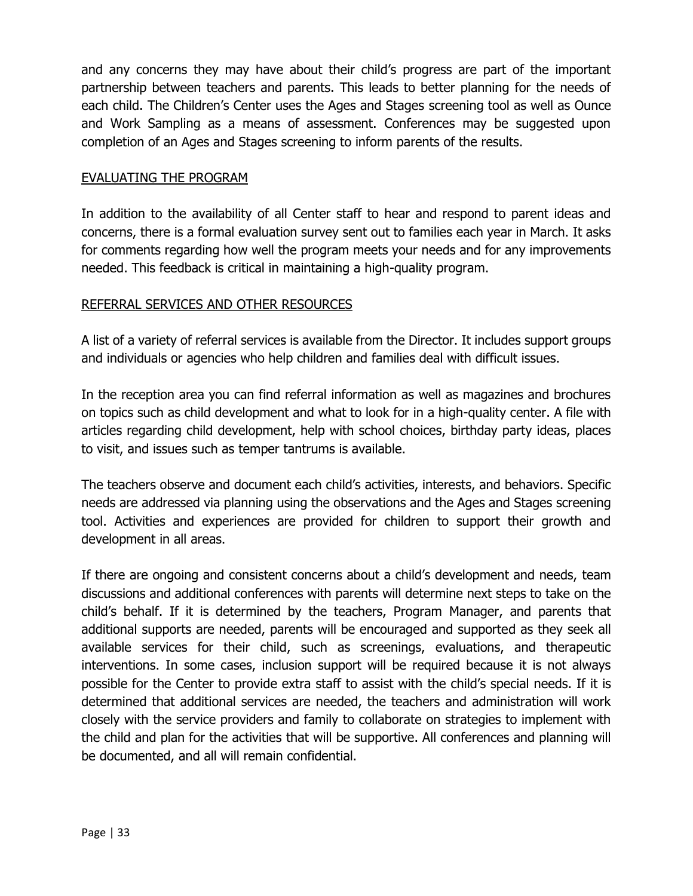and any concerns they may have about their child's progress are part of the important partnership between teachers and parents. This leads to better planning for the needs of each child. The Children's Center uses the Ages and Stages screening tool as well as Ounce and Work Sampling as a means of assessment. Conferences may be suggested upon completion of an Ages and Stages screening to inform parents of the results.

## EVALUATING THE PROGRAM

In addition to the availability of all Center staff to hear and respond to parent ideas and concerns, there is a formal evaluation survey sent out to families each year in March. It asks for comments regarding how well the program meets your needs and for any improvements needed. This feedback is critical in maintaining a high-quality program.

## REFERRAL SERVICES AND OTHER RESOURCES

A list of a variety of referral services is available from the Director. It includes support groups and individuals or agencies who help children and families deal with difficult issues.

In the reception area you can find referral information as well as magazines and brochures on topics such as child development and what to look for in a high-quality center. A file with articles regarding child development, help with school choices, birthday party ideas, places to visit, and issues such as temper tantrums is available.

The teachers observe and document each child's activities, interests, and behaviors. Specific needs are addressed via planning using the observations and the Ages and Stages screening tool. Activities and experiences are provided for children to support their growth and development in all areas.

If there are ongoing and consistent concerns about a child's development and needs, team discussions and additional conferences with parents will determine next steps to take on the child's behalf. If it is determined by the teachers, Program Manager, and parents that additional supports are needed, parents will be encouraged and supported as they seek all available services for their child, such as screenings, evaluations, and therapeutic interventions. In some cases, inclusion support will be required because it is not always possible for the Center to provide extra staff to assist with the child's special needs. If it is determined that additional services are needed, the teachers and administration will work closely with the service providers and family to collaborate on strategies to implement with the child and plan for the activities that will be supportive. All conferences and planning will be documented, and all will remain confidential.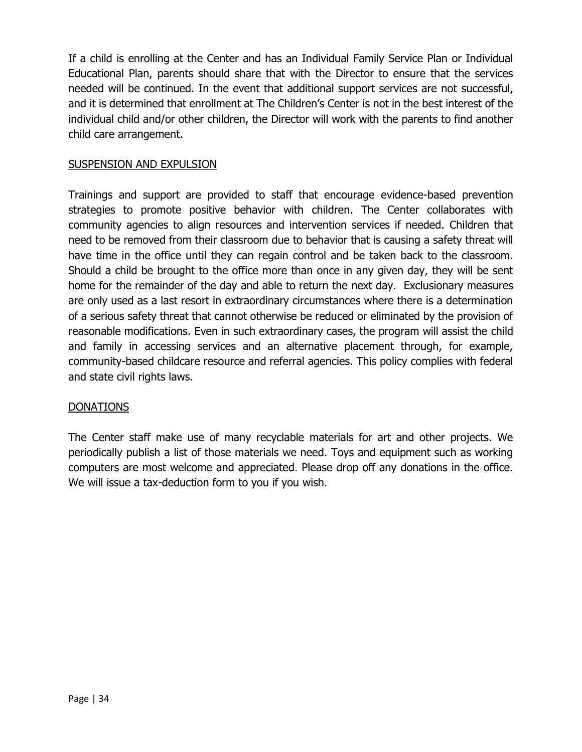If a child is enrolling at the Center and has an Individual Family Service Plan or Individual Educational Plan, parents should share that with the Director to ensure that the services needed will be continued. In the event that additional support services are not successful, and it is determined that enrollment at The Children's Center is not in the best interest of the individual child and/or other children, the Director will work with the parents to find another child care arrangement.

## SUSPENSION AND EXPULSION

Trainings and support are provided to staff that encourage evidence-based prevention strategies to promote positive behavior with children. The Center collaborates with community agencies to align resources and intervention services if needed. Children that need to be removed from their classroom due to behavior that is causing a safety threat will have time in the office until they can regain control and be taken back to the classroom. Should a child be brought to the office more than once in any given day, they will be sent home for the remainder of the day and able to return the next day. Exclusionary measures are only used as a last resort in extraordinary circumstances where there is a determination of a serious safety threat that cannot otherwise be reduced or eliminated by the provision of reasonable modifications. Even in such extraordinary cases, the program will assist the child and family in accessing services and an alternative placement through, for example, community-based childcare resource and referral agencies. This policy complies with federal and state civil rights laws.

## DONATIONS

The Center staff make use of many recyclable materials for art and other projects. We periodically publish a list of those materials we need. Toys and equipment such as working computers are most welcome and appreciated. Please drop off any donations in the office. We will issue a tax-deduction form to you if you wish.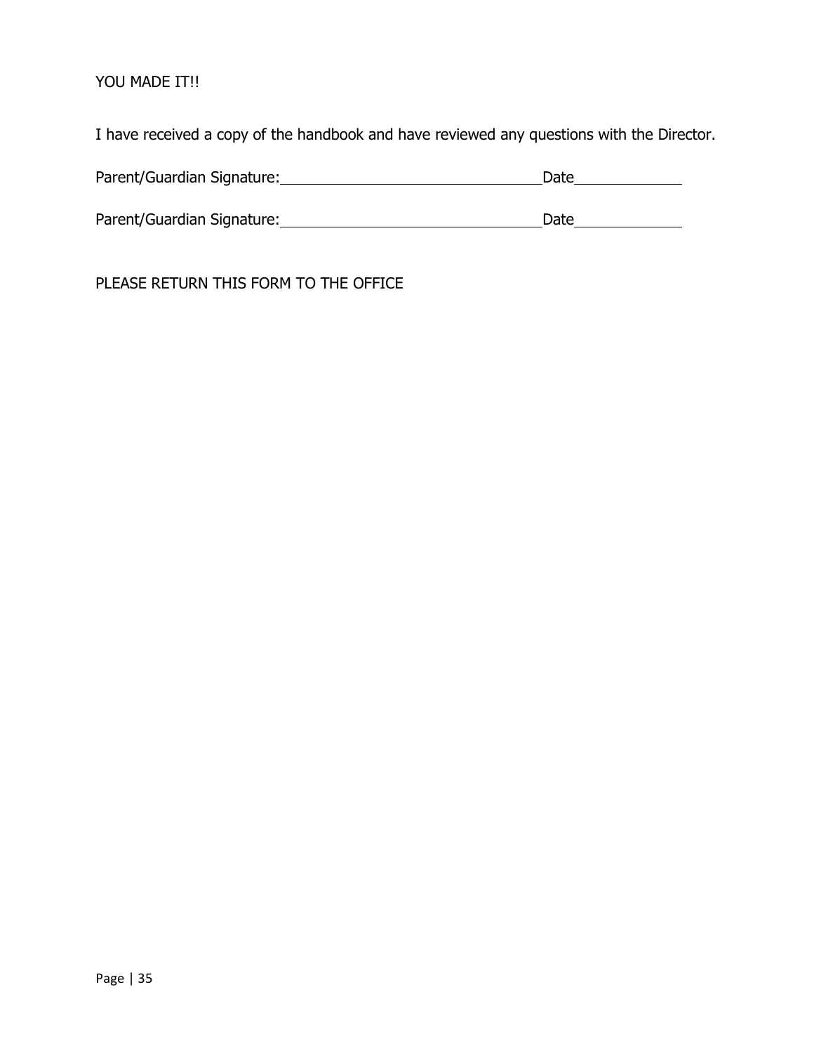YOU MADE IT!!

I have received a copy of the handbook and have reviewed any questions with the Director.

Parent/Guardian Signature:________________________________ Date_____________

Parent/Guardian Signature:________________________________ Date_____________

PLEASE RETURN THIS FORM TO THE OFFICE